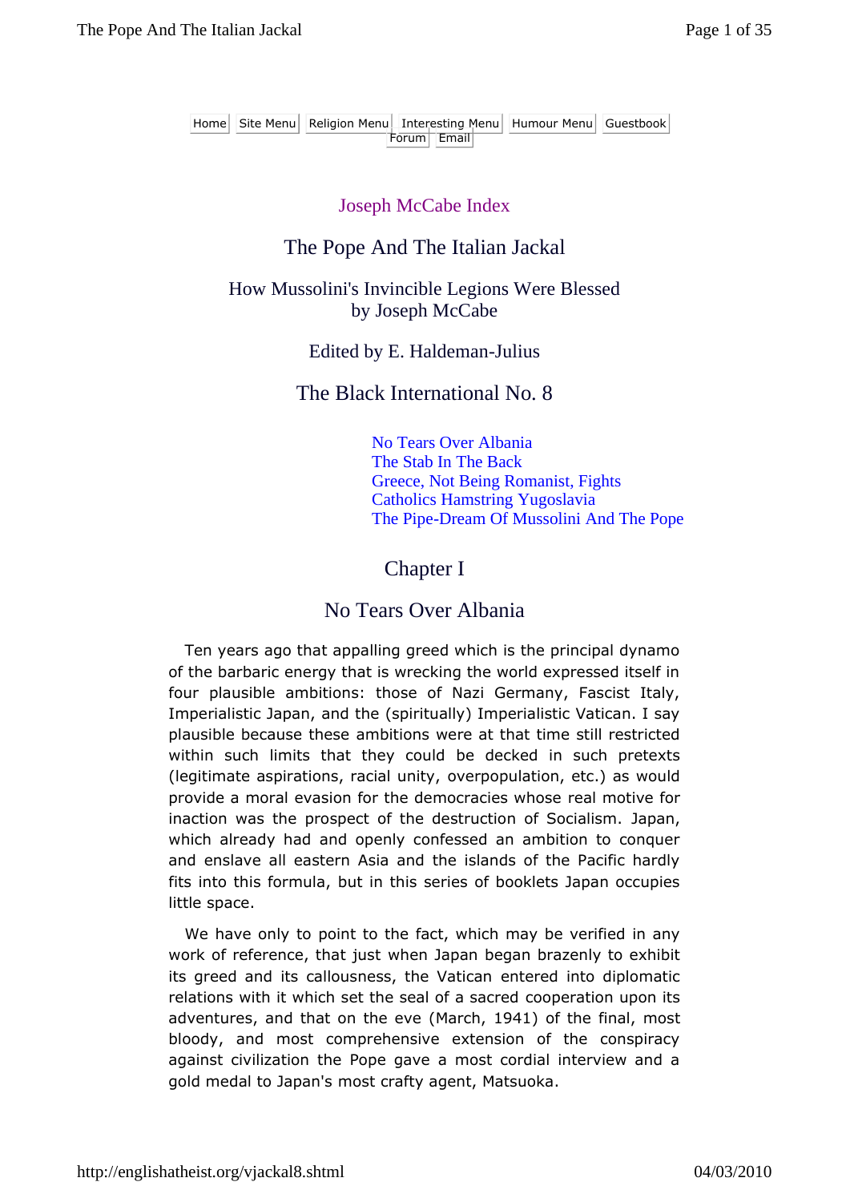Home | Site Menu | Religion Menu | Interesting Menu | Humour Menu | Guestbook | Forum | Email

Joseph McCabe Index

# The Pope And The Italian Jackal

## How Mussolini's Invincible Legions Were Blessed
## by Joseph McCabe

Edited by E. Haldeman-Julius

## The Black International No. 8

- No Tears Over Albania
- The Stab In The Back
- Greece, Not Being Romanist, Fights
- Catholics Hamstring Yugoslavia
- The Pipe-Dream Of Mussolini And The Pope

## Chapter I

## No Tears Over Albania

Ten years ago that appalling greed which is the principal dynamo of the barbaric energy that is wrecking the world expressed itself in four plausible ambitions: those of Nazi Germany, Fascist Italy, Imperialistic Japan, and the (spiritually) Imperialistic Vatican. I say plausible because these ambitions were at that time still restricted within such limits that they could be decked in such pretexts (legitimate aspirations, racial unity, overpopulation, etc.) as would provide a moral evasion for the democracies whose real motive for inaction was the prospect of the destruction of Socialism. Japan, which already had and openly confessed an ambition to conquer and enslave all eastern Asia and the islands of the Pacific hardly fits into this formula, but in this series of booklets Japan occupies little space.

We have only to point to the fact, which may be verified in any work of reference, that just when Japan began brazenly to exhibit its greed and its callousness, the Vatican entered into diplomatic relations with it which set the seal of a sacred cooperation upon its adventures, and that on the eve (March, 1941) of the final, most bloody, and most comprehensive extension of the conspiracy against civilization the Pope gave a most cordial interview and a gold medal to Japan's most crafty agent, Matsuoka.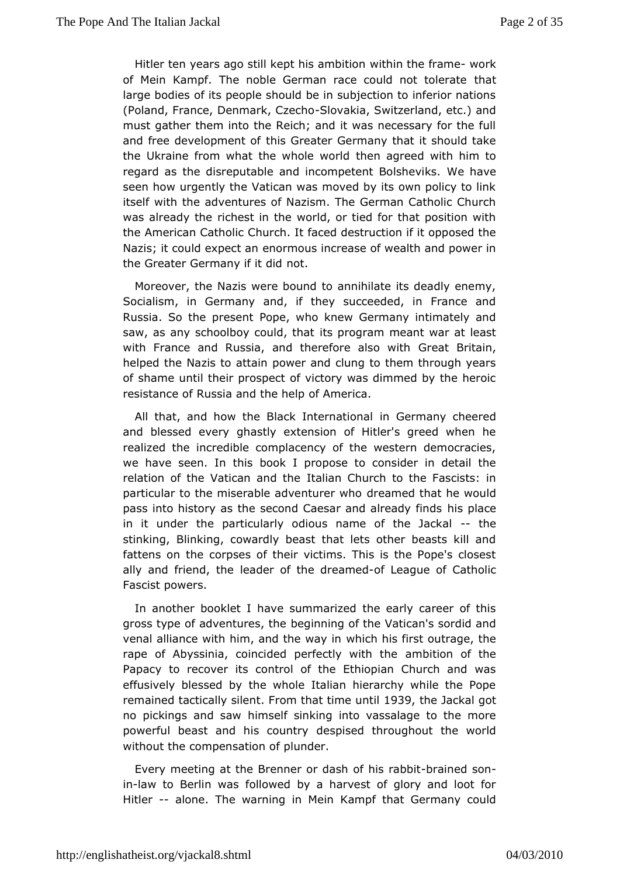Hitler ten years ago still kept his ambition within the frame- work of Mein Kampf. The noble German race could not tolerate that large bodies of its people should be in subjection to inferior nations (Poland, France, Denmark, Czecho-Slovakia, Switzerland, etc.) and must gather them into the Reich; and it was necessary for the full and free development of this Greater Germany that it should take the Ukraine from what the whole world then agreed with him to regard as the disreputable and incompetent Bolsheviks. We have seen how urgently the Vatican was moved by its own policy to link itself with the adventures of Nazism. The German Catholic Church was already the richest in the world, or tied for that position with the American Catholic Church. It faced destruction if it opposed the Nazis; it could expect an enormous increase of wealth and power in the Greater Germany if it did not.

Moreover, the Nazis were bound to annihilate its deadly enemy, Socialism, in Germany and, if they succeeded, in France and Russia. So the present Pope, who knew Germany intimately and saw, as any schoolboy could, that its program meant war at least with France and Russia, and therefore also with Great Britain, helped the Nazis to attain power and clung to them through years of shame until their prospect of victory was dimmed by the heroic resistance of Russia and the help of America.

All that, and how the Black International in Germany cheered and blessed every ghastly extension of Hitler's greed when he realized the incredible complacency of the western democracies, we have seen. In this book I propose to consider in detail the relation of the Vatican and the Italian Church to the Fascists: in particular to the miserable adventurer who dreamed that he would pass into history as the second Caesar and already finds his place in it under the particularly odious name of the Jackal -- the stinking, Blinking, cowardly beast that lets other beasts kill and fattens on the corpses of their victims. This is the Pope's closest ally and friend, the leader of the dreamed-of League of Catholic Fascist powers.

In another booklet I have summarized the early career of this gross type of adventures, the beginning of the Vatican's sordid and venal alliance with him, and the way in which his first outrage, the rape of Abyssinia, coincided perfectly with the ambition of the Papacy to recover its control of the Ethiopian Church and was effusively blessed by the whole Italian hierarchy while the Pope remained tactically silent. From that time until 1939, the Jackal got no pickings and saw himself sinking into vassalage to the more powerful beast and his country despised throughout the world without the compensation of plunder.

Every meeting at the Brenner or dash of his rabbit-brained son-in-law to Berlin was followed by a harvest of glory and loot for Hitler -- alone. The warning in Mein Kampf that Germany could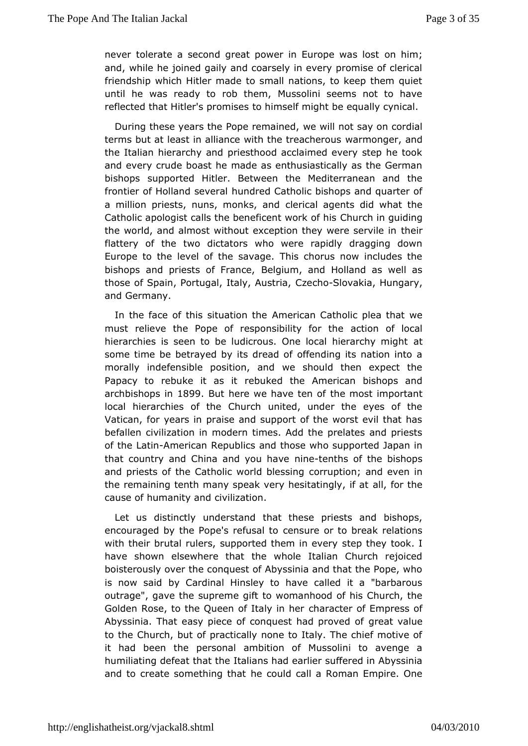never tolerate a second great power in Europe was lost on him; and, while he joined gaily and coarsely in every promise of clerical friendship which Hitler made to small nations, to keep them quiet until he was ready to rob them, Mussolini seems not to have reflected that Hitler's promises to himself might be equally cynical.

During these years the Pope remained, we will not say on cordial terms but at least in alliance with the treacherous warmonger, and the Italian hierarchy and priesthood acclaimed every step he took and every crude boast he made as enthusiastically as the German bishops supported Hitler. Between the Mediterranean and the frontier of Holland several hundred Catholic bishops and quarter of a million priests, nuns, monks, and clerical agents did what the Catholic apologist calls the beneficent work of his Church in guiding the world, and almost without exception they were servile in their flattery of the two dictators who were rapidly dragging down Europe to the level of the savage. This chorus now includes the bishops and priests of France, Belgium, and Holland as well as those of Spain, Portugal, Italy, Austria, Czecho-Slovakia, Hungary, and Germany.

In the face of this situation the American Catholic plea that we must relieve the Pope of responsibility for the action of local hierarchies is seen to be ludicrous. One local hierarchy might at some time be betrayed by its dread of offending its nation into a morally indefensible position, and we should then expect the Papacy to rebuke it as it rebuked the American bishops and archbishops in 1899. But here we have ten of the most important local hierarchies of the Church united, under the eyes of the Vatican, for years in praise and support of the worst evil that has befallen civilization in modern times. Add the prelates and priests of the Latin-American Republics and those who supported Japan in that country and China and you have nine-tenths of the bishops and priests of the Catholic world blessing corruption; and even in the remaining tenth many speak very hesitatingly, if at all, for the cause of humanity and civilization.

Let us distinctly understand that these priests and bishops, encouraged by the Pope's refusal to censure or to break relations with their brutal rulers, supported them in every step they took. I have shown elsewhere that the whole Italian Church rejoiced boisterously over the conquest of Abyssinia and that the Pope, who is now said by Cardinal Hinsley to have called it a "barbarous outrage", gave the supreme gift to womanhood of his Church, the Golden Rose, to the Queen of Italy in her character of Empress of Abyssinia. That easy piece of conquest had proved of great value to the Church, but of practically none to Italy. The chief motive of it had been the personal ambition of Mussolini to avenge a humiliating defeat that the Italians had earlier suffered in Abyssinia and to create something that he could call a Roman Empire. One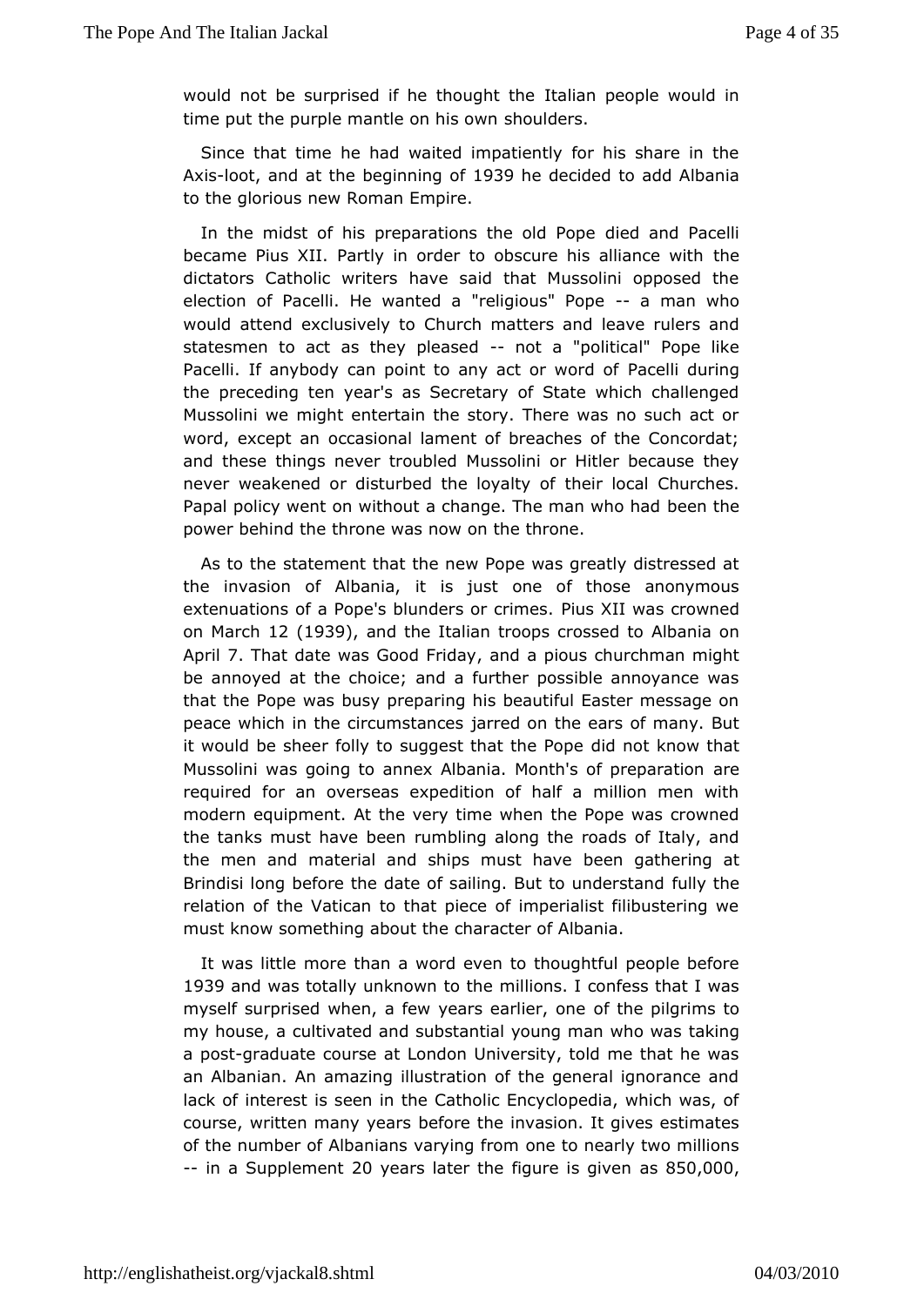would not be surprised if he thought the Italian people would in time put the purple mantle on his own shoulders.

Since that time he had waited impatiently for his share in the Axis-loot, and at the beginning of 1939 he decided to add Albania to the glorious new Roman Empire.

In the midst of his preparations the old Pope died and Pacelli became Pius XII. Partly in order to obscure his alliance with the dictators Catholic writers have said that Mussolini opposed the election of Pacelli. He wanted a "religious" Pope -- a man who would attend exclusively to Church matters and leave rulers and statesmen to act as they pleased -- not a "political" Pope like Pacelli. If anybody can point to any act or word of Pacelli during the preceding ten year's as Secretary of State which challenged Mussolini we might entertain the story. There was no such act or word, except an occasional lament of breaches of the Concordat; and these things never troubled Mussolini or Hitler because they never weakened or disturbed the loyalty of their local Churches. Papal policy went on without a change. The man who had been the power behind the throne was now on the throne.

As to the statement that the new Pope was greatly distressed at the invasion of Albania, it is just one of those anonymous extenuations of a Pope's blunders or crimes. Pius XII was crowned on March 12 (1939), and the Italian troops crossed to Albania on April 7. That date was Good Friday, and a pious churchman might be annoyed at the choice; and a further possible annoyance was that the Pope was busy preparing his beautiful Easter message on peace which in the circumstances jarred on the ears of many. But it would be sheer folly to suggest that the Pope did not know that Mussolini was going to annex Albania. Month's of preparation are required for an overseas expedition of half a million men with modern equipment. At the very time when the Pope was crowned the tanks must have been rumbling along the roads of Italy, and the men and material and ships must have been gathering at Brindisi long before the date of sailing. But to understand fully the relation of the Vatican to that piece of imperialist filibustering we must know something about the character of Albania.

It was little more than a word even to thoughtful people before 1939 and was totally unknown to the millions. I confess that I was myself surprised when, a few years earlier, one of the pilgrims to my house, a cultivated and substantial young man who was taking a post-graduate course at London University, told me that he was an Albanian. An amazing illustration of the general ignorance and lack of interest is seen in the Catholic Encyclopedia, which was, of course, written many years before the invasion. It gives estimates of the number of Albanians varying from one to nearly two millions -- in a Supplement 20 years later the figure is given as 850,000,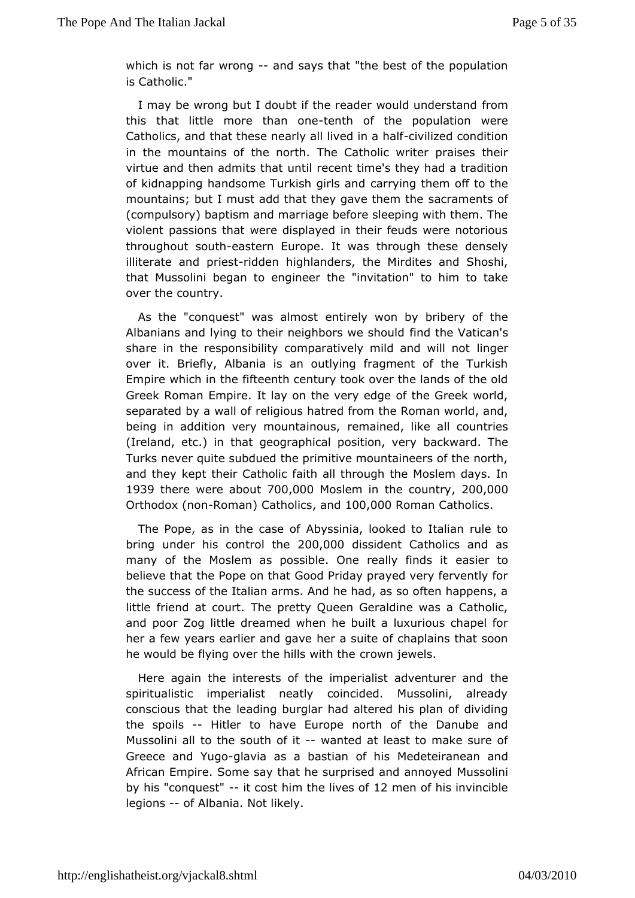which is not far wrong -- and says that "the best of the population is Catholic."

I may be wrong but I doubt if the reader would understand from this that little more than one-tenth of the population were Catholics, and that these nearly all lived in a half-civilized condition in the mountains of the north. The Catholic writer praises their virtue and then admits that until recent time's they had a tradition of kidnapping handsome Turkish girls and carrying them off to the mountains; but I must add that they gave them the sacraments of (compulsory) baptism and marriage before sleeping with them. The violent passions that were displayed in their feuds were notorious throughout south-eastern Europe. It was through these densely illiterate and priest-ridden highlanders, the Mirdites and Shoshi, that Mussolini began to engineer the "invitation" to him to take over the country.

As the "conquest" was almost entirely won by bribery of the Albanians and lying to their neighbors we should find the Vatican's share in the responsibility comparatively mild and will not linger over it. Briefly, Albania is an outlying fragment of the Turkish Empire which in the fifteenth century took over the lands of the old Greek Roman Empire. It lay on the very edge of the Greek world, separated by a wall of religious hatred from the Roman world, and, being in addition very mountainous, remained, like all countries (Ireland, etc.) in that geographical position, very backward. The Turks never quite subdued the primitive mountaineers of the north, and they kept their Catholic faith all through the Moslem days. In 1939 there were about 700,000 Moslem in the country, 200,000 Orthodox (non-Roman) Catholics, and 100,000 Roman Catholics.

The Pope, as in the case of Abyssinia, looked to Italian rule to bring under his control the 200,000 dissident Catholics and as many of the Moslem as possible. One really finds it easier to believe that the Pope on that Good Friday prayed very fervently for the success of the Italian arms. And he had, as so often happens, a little friend at court. The pretty Queen Geraldine was a Catholic, and poor Zog little dreamed when he built a luxurious chapel for her a few years earlier and gave her a suite of chaplains that soon he would be flying over the hills with the crown jewels.

Here again the interests of the imperialist adventurer and the spiritualistic imperialist neatly coincided. Mussolini, already conscious that the leading burglar had altered his plan of dividing the spoils -- Hitler to have Europe north of the Danube and Mussolini all to the south of it -- wanted at least to make sure of Greece and Yugo-glavia as a bastian of his Medeteiranean and African Empire. Some say that he surprised and annoyed Mussolini by his "conquest" -- it cost him the lives of 12 men of his invincible legions -- of Albania. Not likely.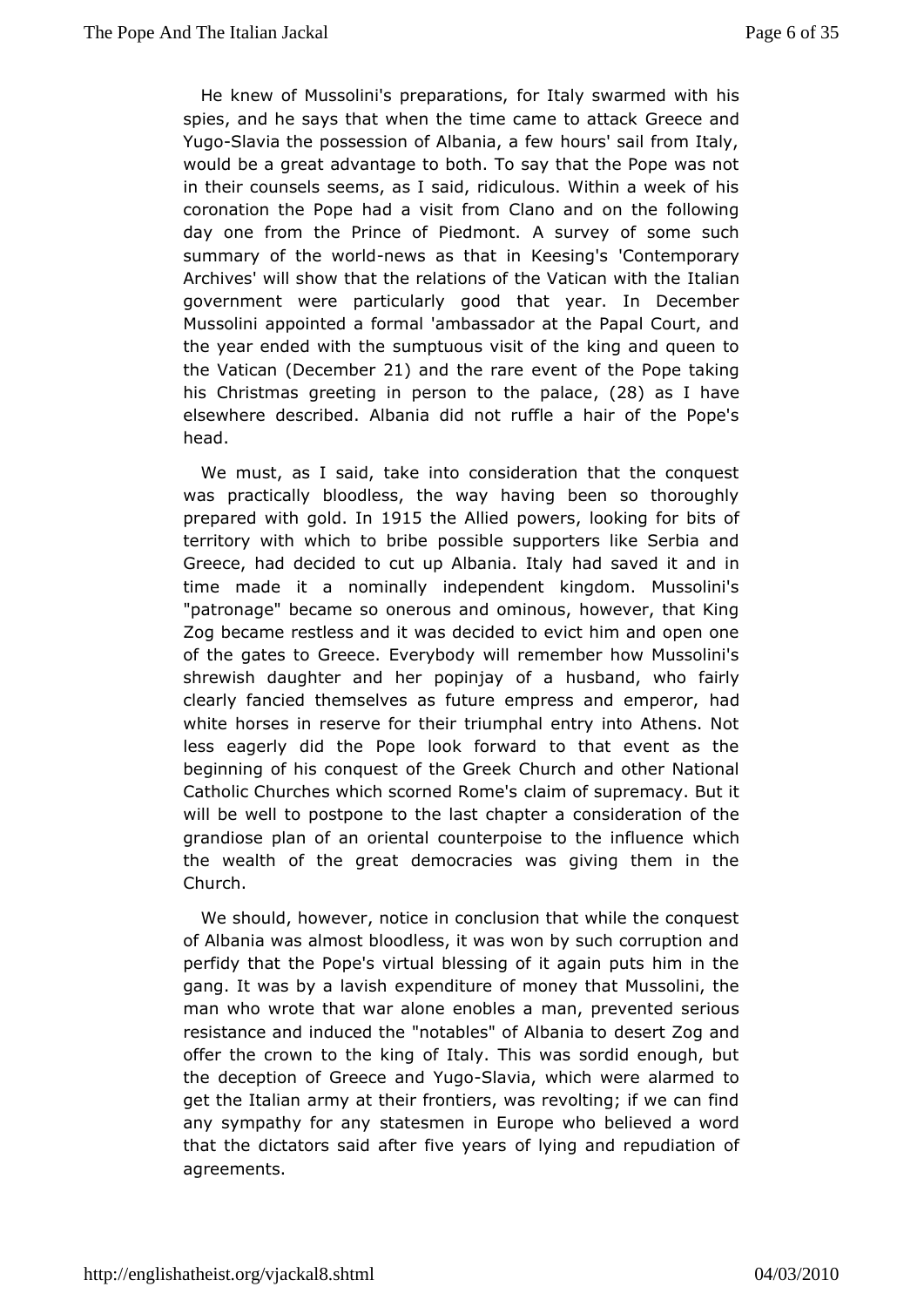He knew of Mussolini's preparations, for Italy swarmed with his spies, and he says that when the time came to attack Greece and Yugo-Slavia the possession of Albania, a few hours' sail from Italy, would be a great advantage to both. To say that the Pope was not in their counsels seems, as I said, ridiculous. Within a week of his coronation the Pope had a visit from Clano and on the following day one from the Prince of Piedmont. A survey of some such summary of the world-news as that in Keesing's 'Contemporary Archives' will show that the relations of the Vatican with the Italian government were particularly good that year. In December Mussolini appointed a formal 'ambassador at the Papal Court, and the year ended with the sumptuous visit of the king and queen to the Vatican (December 21) and the rare event of the Pope taking his Christmas greeting in person to the palace, (28) as I have elsewhere described. Albania did not ruffle a hair of the Pope's head.

We must, as I said, take into consideration that the conquest was practically bloodless, the way having been so thoroughly prepared with gold. In 1915 the Allied powers, looking for bits of territory with which to bribe possible supporters like Serbia and Greece, had decided to cut up Albania. Italy had saved it and in time made it a nominally independent kingdom. Mussolini's "patronage" became so onerous and ominous, however, that King Zog became restless and it was decided to evict him and open one of the gates to Greece. Everybody will remember how Mussolini's shrewish daughter and her popinjay of a husband, who fairly clearly fancied themselves as future empress and emperor, had white horses in reserve for their triumphal entry into Athens. Not less eagerly did the Pope look forward to that event as the beginning of his conquest of the Greek Church and other National Catholic Churches which scorned Rome's claim of supremacy. But it will be well to postpone to the last chapter a consideration of the grandiose plan of an oriental counterpoise to the influence which the wealth of the great democracies was giving them in the Church.

We should, however, notice in conclusion that while the conquest of Albania was almost bloodless, it was won by such corruption and perfidy that the Pope's virtual blessing of it again puts him in the gang. It was by a lavish expenditure of money that Mussolini, the man who wrote that war alone enobles a man, prevented serious resistance and induced the "notables" of Albania to desert Zog and offer the crown to the king of Italy. This was sordid enough, but the deception of Greece and Yugo-Slavia, which were alarmed to get the Italian army at their frontiers, was revolting; if we can find any sympathy for any statesmen in Europe who believed a word that the dictators said after five years of lying and repudiation of agreements.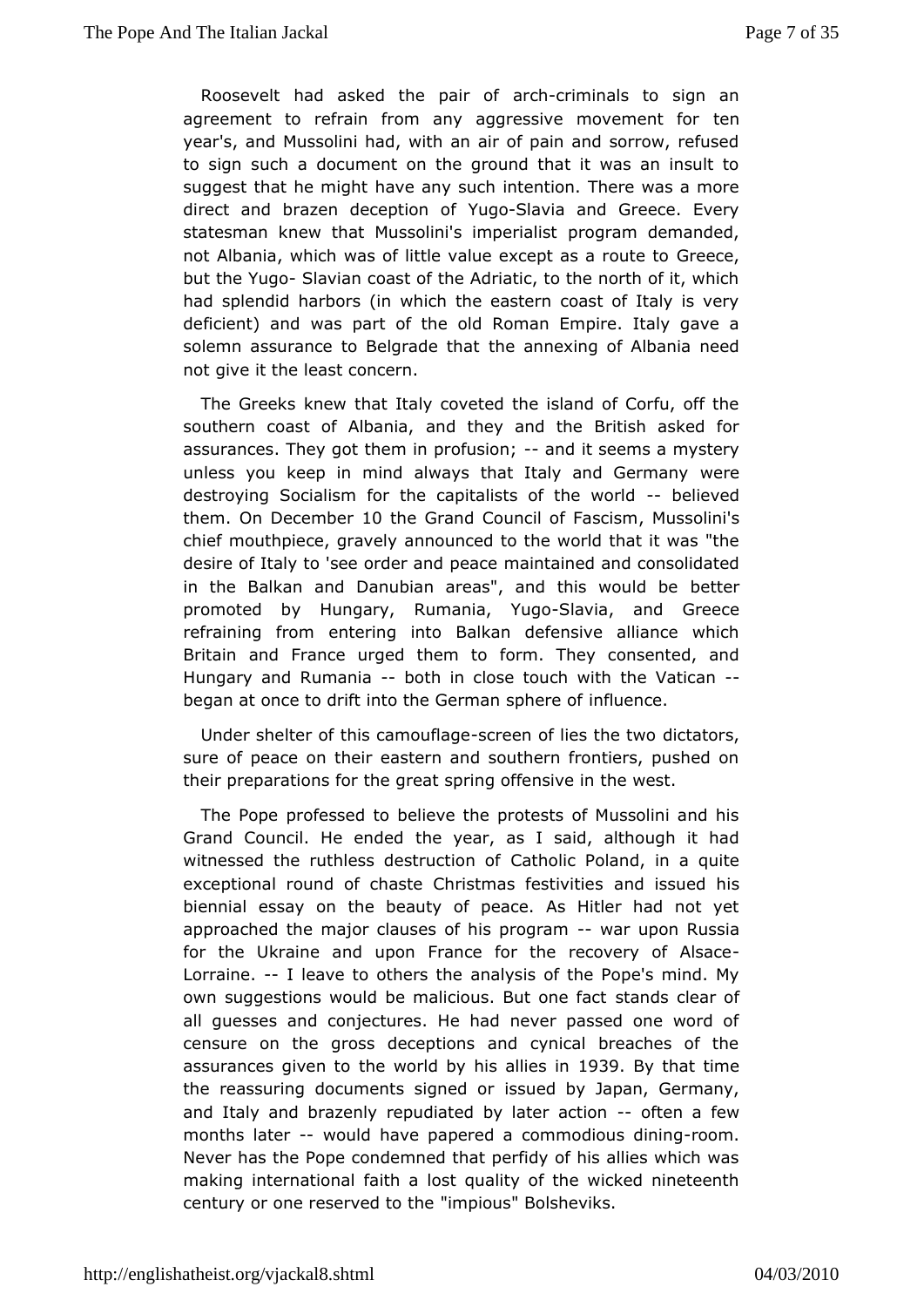Roosevelt had asked the pair of arch-criminals to sign an agreement to refrain from any aggressive movement for ten year's, and Mussolini had, with an air of pain and sorrow, refused to sign such a document on the ground that it was an insult to suggest that he might have any such intention. There was a more direct and brazen deception of Yugo-Slavia and Greece. Every statesman knew that Mussolini's imperialist program demanded, not Albania, which was of little value except as a route to Greece, but the Yugo- Slavian coast of the Adriatic, to the north of it, which had splendid harbors (in which the eastern coast of Italy is very deficient) and was part of the old Roman Empire. Italy gave a solemn assurance to Belgrade that the annexing of Albania need not give it the least concern.

The Greeks knew that Italy coveted the island of Corfu, off the southern coast of Albania, and they and the British asked for assurances. They got them in profusion; -- and it seems a mystery unless you keep in mind always that Italy and Germany were destroying Socialism for the capitalists of the world -- believed them. On December 10 the Grand Council of Fascism, Mussolini's chief mouthpiece, gravely announced to the world that it was "the desire of Italy to 'see order and peace maintained and consolidated in the Balkan and Danubian areas", and this would be better promoted by Hungary, Rumania, Yugo-Slavia, and Greece refraining from entering into Balkan defensive alliance which Britain and France urged them to form. They consented, and Hungary and Rumania -- both in close touch with the Vatican -- began at once to drift into the German sphere of influence.

Under shelter of this camouflage-screen of lies the two dictators, sure of peace on their eastern and southern frontiers, pushed on their preparations for the great spring offensive in the west.

The Pope professed to believe the protests of Mussolini and his Grand Council. He ended the year, as I said, although it had witnessed the ruthless destruction of Catholic Poland, in a quite exceptional round of chaste Christmas festivities and issued his biennial essay on the beauty of peace. As Hitler had not yet approached the major clauses of his program -- war upon Russia for the Ukraine and upon France for the recovery of Alsace-Lorraine. -- I leave to others the analysis of the Pope's mind. My own suggestions would be malicious. But one fact stands clear of all guesses and conjectures. He had never passed one word of censure on the gross deceptions and cynical breaches of the assurances given to the world by his allies in 1939. By that time the reassuring documents signed or issued by Japan, Germany, and Italy and brazenly repudiated by later action -- often a few months later -- would have papered a commodious dining-room. Never has the Pope condemned that perfidy of his allies which was making international faith a lost quality of the wicked nineteenth century or one reserved to the "impious" Bolsheviks.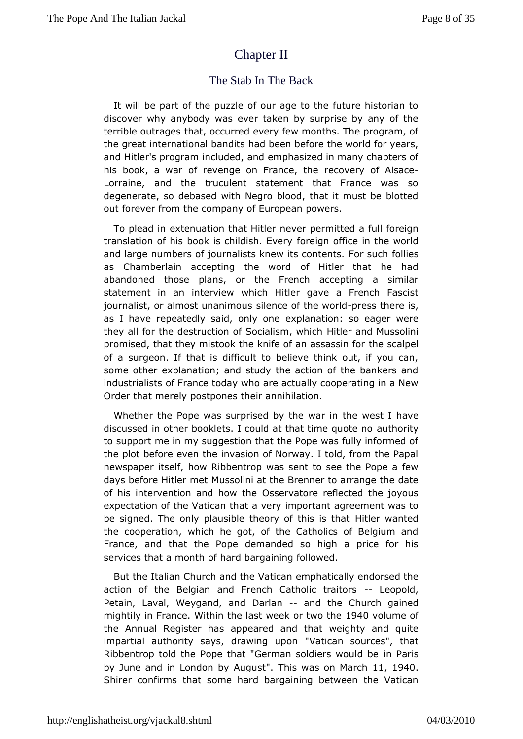# Chapter II

## The Stab In The Back

It will be part of the puzzle of our age to the future historian to discover why anybody was ever taken by surprise by any of the terrible outrages that, occurred every few months. The program, of the great international bandits had been before the world for years, and Hitler's program included, and emphasized in many chapters of his book, a war of revenge on France, the recovery of Alsace-Lorraine, and the truculent statement that France was so degenerate, so debased with Negro blood, that it must be blotted out forever from the company of European powers.

To plead in extenuation that Hitler never permitted a full foreign translation of his book is childish. Every foreign office in the world and large numbers of journalists knew its contents. For such follies as Chamberlain accepting the word of Hitler that he had abandoned those plans, or the French accepting a similar statement in an interview which Hitler gave a French Fascist journalist, or almost unanimous silence of the world-press there is, as I have repeatedly said, only one explanation: so eager were they all for the destruction of Socialism, which Hitler and Mussolini promised, that they mistook the knife of an assassin for the scalpel of a surgeon. If that is difficult to believe think out, if you can, some other explanation; and study the action of the bankers and industrialists of France today who are actually cooperating in a New Order that merely postpones their annihilation.

Whether the Pope was surprised by the war in the west I have discussed in other booklets. I could at that time quote no authority to support me in my suggestion that the Pope was fully informed of the plot before even the invasion of Norway. I told, from the Papal newspaper itself, how Ribbentrop was sent to see the Pope a few days before Hitler met Mussolini at the Brenner to arrange the date of his intervention and how the Osservatore reflected the joyous expectation of the Vatican that a very important agreement was to be signed. The only plausible theory of this is that Hitler wanted the cooperation, which he got, of the Catholics of Belgium and France, and that the Pope demanded so high a price for his services that a month of hard bargaining followed.

But the Italian Church and the Vatican emphatically endorsed the action of the Belgian and French Catholic traitors -- Leopold, Petain, Laval, Weygand, and Darlan -- and the Church gained mightily in France. Within the last week or two the 1940 volume of the Annual Register has appeared and that weighty and quite impartial authority says, drawing upon "Vatican sources", that Ribbentrop told the Pope that "German soldiers would be in Paris by June and in London by August". This was on March 11, 1940. Shirer confirms that some hard bargaining between the Vatican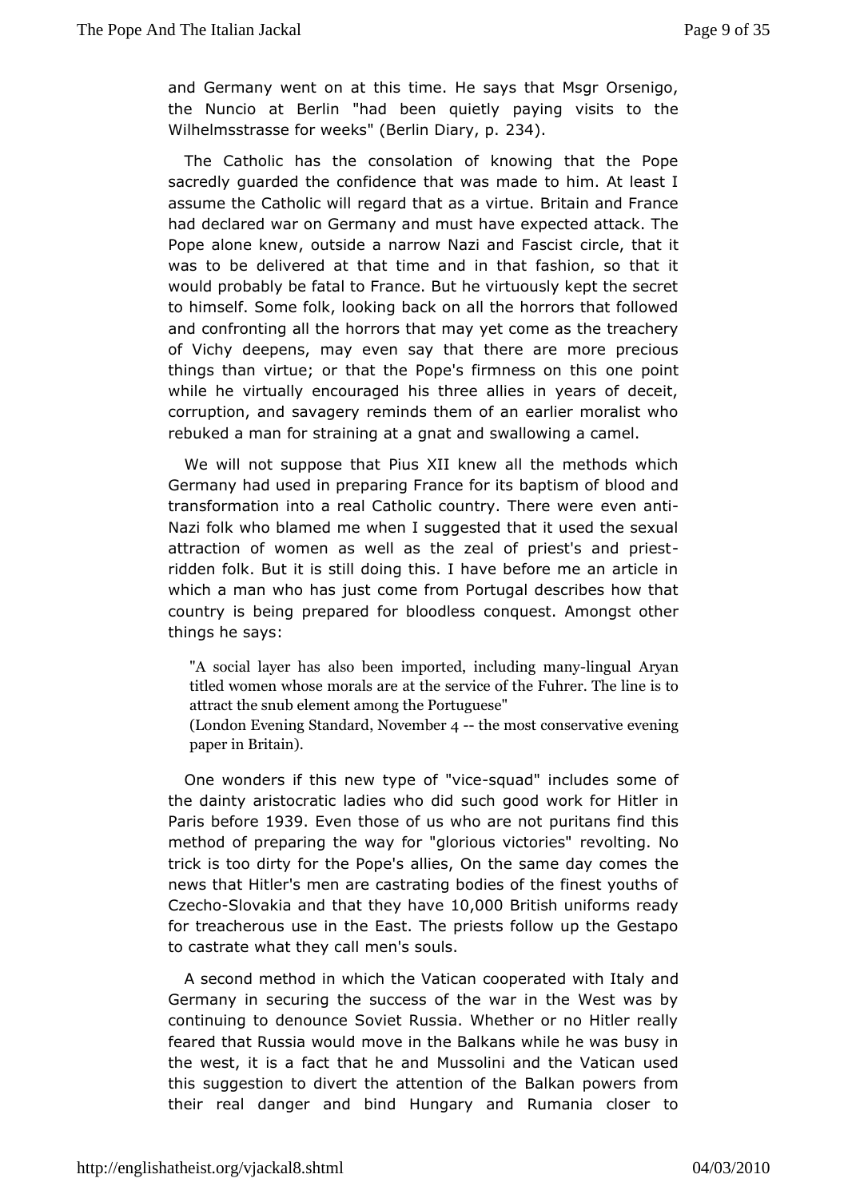and Germany went on at this time. He says that Msgr Orsenigo, the Nuncio at Berlin "had been quietly paying visits to the Wilhelmsstrasse for weeks" (Berlin Diary, p. 234).

The Catholic has the consolation of knowing that the Pope sacredly guarded the confidence that was made to him. At least I assume the Catholic will regard that as a virtue. Britain and France had declared war on Germany and must have expected attack. The Pope alone knew, outside a narrow Nazi and Fascist circle, that it was to be delivered at that time and in that fashion, so that it would probably be fatal to France. But he virtuously kept the secret to himself. Some folk, looking back on all the horrors that followed and confronting all the horrors that may yet come as the treachery of Vichy deepens, may even say that there are more precious things than virtue; or that the Pope's firmness on this one point while he virtually encouraged his three allies in years of deceit, corruption, and savagery reminds them of an earlier moralist who rebuked a man for straining at a gnat and swallowing a camel.

We will not suppose that Pius XII knew all the methods which Germany had used in preparing France for its baptism of blood and transformation into a real Catholic country. There were even anti-Nazi folk who blamed me when I suggested that it used the sexual attraction of women as well as the zeal of priest's and priest-ridden folk. But it is still doing this. I have before me an article in which a man who has just come from Portugal describes how that country is being prepared for bloodless conquest. Amongst other things he says:

> "A social layer has also been imported, including many-lingual Aryan titled women whose morals are at the service of the Fuhrer. The line is to attract the snub element among the Portuguese"
> (London Evening Standard, November 4 -- the most conservative evening paper in Britain).

One wonders if this new type of "vice-squad" includes some of the dainty aristocratic ladies who did such good work for Hitler in Paris before 1939. Even those of us who are not puritans find this method of preparing the way for "glorious victories" revolting. No trick is too dirty for the Pope's allies, On the same day comes the news that Hitler's men are castrating bodies of the finest youths of Czecho-Slovakia and that they have 10,000 British uniforms ready for treacherous use in the East. The priests follow up the Gestapo to castrate what they call men's souls.

A second method in which the Vatican cooperated with Italy and Germany in securing the success of the war in the West was by continuing to denounce Soviet Russia. Whether or no Hitler really feared that Russia would move in the Balkans while he was busy in the west, it is a fact that he and Mussolini and the Vatican used this suggestion to divert the attention of the Balkan powers from their real danger and bind Hungary and Rumania closer to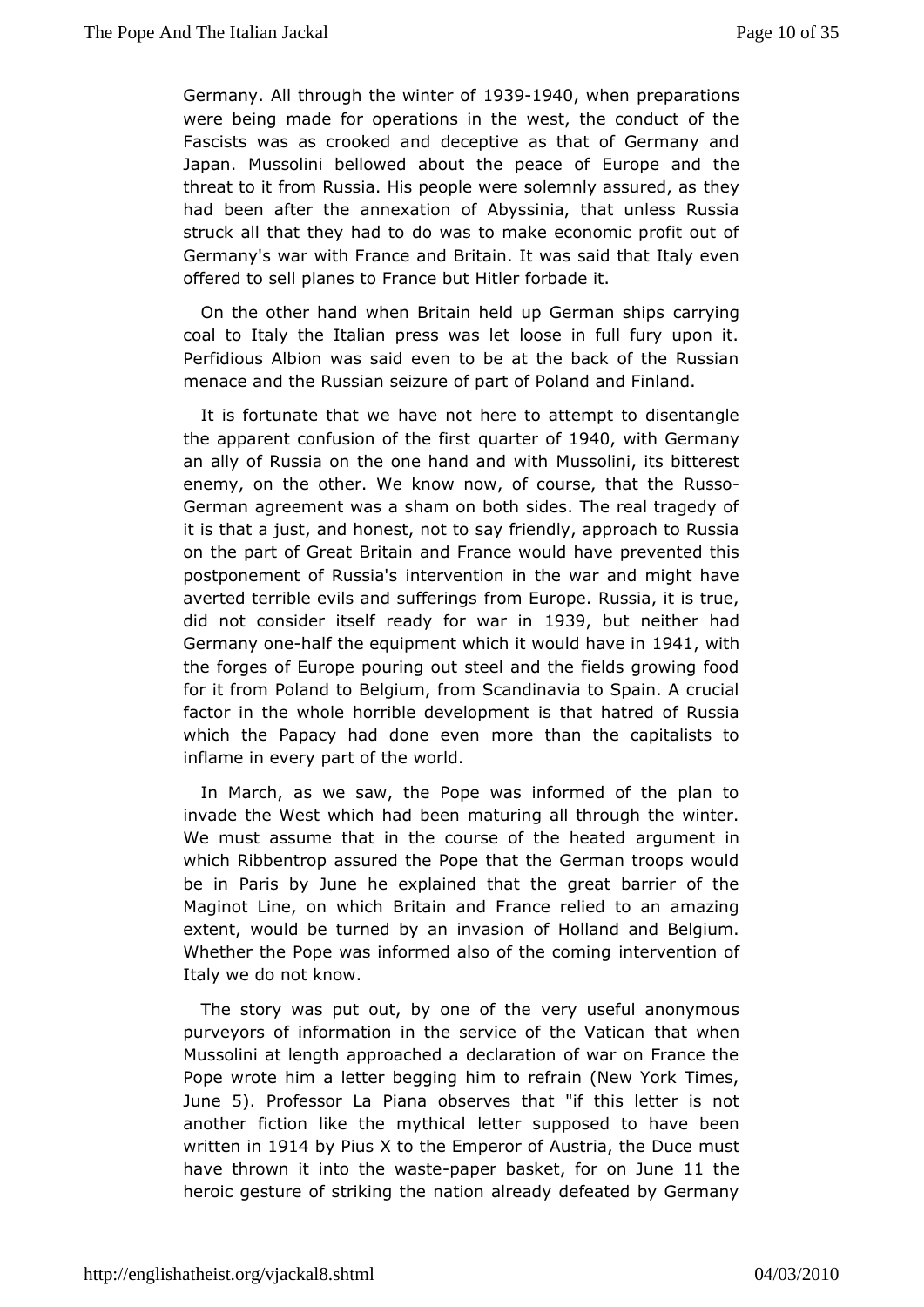Germany. All through the winter of 1939-1940, when preparations were being made for operations in the west, the conduct of the Fascists was as crooked and deceptive as that of Germany and Japan. Mussolini bellowed about the peace of Europe and the threat to it from Russia. His people were solemnly assured, as they had been after the annexation of Abyssinia, that unless Russia struck all that they had to do was to make economic profit out of Germany's war with France and Britain. It was said that Italy even offered to sell planes to France but Hitler forbade it.

On the other hand when Britain held up German ships carrying coal to Italy the Italian press was let loose in full fury upon it. Perfidious Albion was said even to be at the back of the Russian menace and the Russian seizure of part of Poland and Finland.

It is fortunate that we have not here to attempt to disentangle the apparent confusion of the first quarter of 1940, with Germany an ally of Russia on the one hand and with Mussolini, its bitterest enemy, on the other. We know now, of course, that the Russo-German agreement was a sham on both sides. The real tragedy of it is that a just, and honest, not to say friendly, approach to Russia on the part of Great Britain and France would have prevented this postponement of Russia's intervention in the war and might have averted terrible evils and sufferings from Europe. Russia, it is true, did not consider itself ready for war in 1939, but neither had Germany one-half the equipment which it would have in 1941, with the forges of Europe pouring out steel and the fields growing food for it from Poland to Belgium, from Scandinavia to Spain. A crucial factor in the whole horrible development is that hatred of Russia which the Papacy had done even more than the capitalists to inflame in every part of the world.

In March, as we saw, the Pope was informed of the plan to invade the West which had been maturing all through the winter. We must assume that in the course of the heated argument in which Ribbentrop assured the Pope that the German troops would be in Paris by June he explained that the great barrier of the Maginot Line, on which Britain and France relied to an amazing extent, would be turned by an invasion of Holland and Belgium. Whether the Pope was informed also of the coming intervention of Italy we do not know.

The story was put out, by one of the very useful anonymous purveyors of information in the service of the Vatican that when Mussolini at length approached a declaration of war on France the Pope wrote him a letter begging him to refrain (New York Times, June 5). Professor La Piana observes that "if this letter is not another fiction like the mythical letter supposed to have been written in 1914 by Pius X to the Emperor of Austria, the Duce must have thrown it into the waste-paper basket, for on June 11 the heroic gesture of striking the nation already defeated by Germany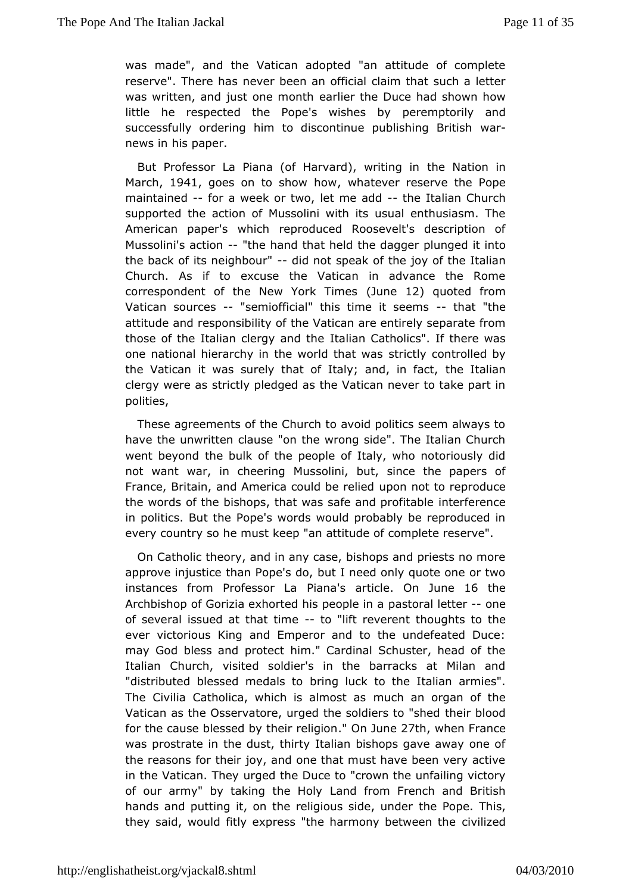was made", and the Vatican adopted "an attitude of complete reserve". There has never been an official claim that such a letter was written, and just one month earlier the Duce had shown how little he respected the Pope's wishes by peremptorily and successfully ordering him to discontinue publishing British war-news in his paper.

But Professor La Piana (of Harvard), writing in the Nation in March, 1941, goes on to show how, whatever reserve the Pope maintained -- for a week or two, let me add -- the Italian Church supported the action of Mussolini with its usual enthusiasm. The American paper's which reproduced Roosevelt's description of Mussolini's action -- "the hand that held the dagger plunged it into the back of its neighbour" -- did not speak of the joy of the Italian Church. As if to excuse the Vatican in advance the Rome correspondent of the New York Times (June 12) quoted from Vatican sources -- "semiofficial" this time it seems -- that "the attitude and responsibility of the Vatican are entirely separate from those of the Italian clergy and the Italian Catholics". If there was one national hierarchy in the world that was strictly controlled by the Vatican it was surely that of Italy; and, in fact, the Italian clergy were as strictly pledged as the Vatican never to take part in polities,

These agreements of the Church to avoid politics seem always to have the unwritten clause "on the wrong side". The Italian Church went beyond the bulk of the people of Italy, who notoriously did not want war, in cheering Mussolini, but, since the papers of France, Britain, and America could be relied upon not to reproduce the words of the bishops, that was safe and profitable interference in politics. But the Pope's words would probably be reproduced in every country so he must keep "an attitude of complete reserve".

On Catholic theory, and in any case, bishops and priests no more approve injustice than Pope's do, but I need only quote one or two instances from Professor La Piana's article. On June 16 the Archbishop of Gorizia exhorted his people in a pastoral letter -- one of several issued at that time -- to "lift reverent thoughts to the ever victorious King and Emperor and to the undefeated Duce: may God bless and protect him." Cardinal Schuster, head of the Italian Church, visited soldier's in the barracks at Milan and "distributed blessed medals to bring luck to the Italian armies". The Civilia Catholica, which is almost as much an organ of the Vatican as the Osservatore, urged the soldiers to "shed their blood for the cause blessed by their religion." On June 27th, when France was prostrate in the dust, thirty Italian bishops gave away one of the reasons for their joy, and one that must have been very active in the Vatican. They urged the Duce to "crown the unfailing victory of our army" by taking the Holy Land from French and British hands and putting it, on the religious side, under the Pope. This, they said, would fitly express "the harmony between the civilized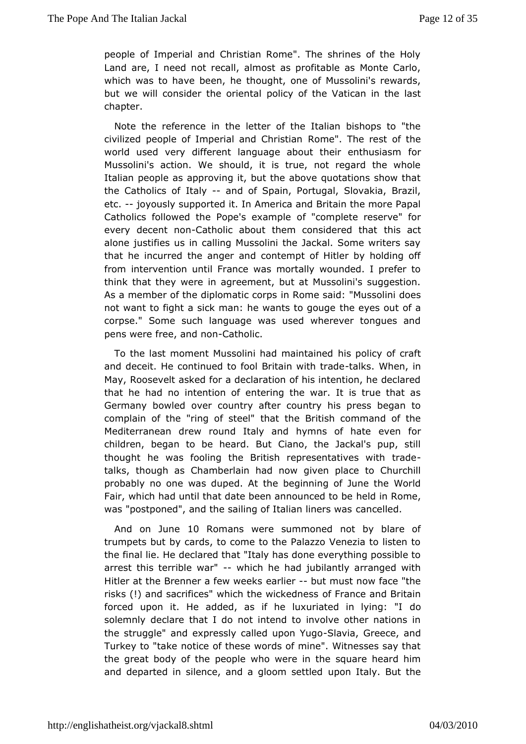people of Imperial and Christian Rome". The shrines of the Holy Land are, I need not recall, almost as profitable as Monte Carlo, which was to have been, he thought, one of Mussolini's rewards, but we will consider the oriental policy of the Vatican in the last chapter.

Note the reference in the letter of the Italian bishops to "the civilized people of Imperial and Christian Rome". The rest of the world used very different language about their enthusiasm for Mussolini's action. We should, it is true, not regard the whole Italian people as approving it, but the above quotations show that the Catholics of Italy -- and of Spain, Portugal, Slovakia, Brazil, etc. -- joyously supported it. In America and Britain the more Papal Catholics followed the Pope's example of "complete reserve" for every decent non-Catholic about them considered that this act alone justifies us in calling Mussolini the Jackal. Some writers say that he incurred the anger and contempt of Hitler by holding off from intervention until France was mortally wounded. I prefer to think that they were in agreement, but at Mussolini's suggestion. As a member of the diplomatic corps in Rome said: "Mussolini does not want to fight a sick man: he wants to gouge the eyes out of a corpse." Some such language was used wherever tongues and pens were free, and non-Catholic.

To the last moment Mussolini had maintained his policy of craft and deceit. He continued to fool Britain with trade-talks. When, in May, Roosevelt asked for a declaration of his intention, he declared that he had no intention of entering the war. It is true that as Germany bowled over country after country his press began to complain of the "ring of steel" that the British command of the Mediterranean drew round Italy and hymns of hate even for children, began to be heard. But Ciano, the Jackal's pup, still thought he was fooling the British representatives with trade-talks, though as Chamberlain had now given place to Churchill probably no one was duped. At the beginning of June the World Fair, which had until that date been announced to be held in Rome, was "postponed", and the sailing of Italian liners was cancelled.

And on June 10 Romans were summoned not by blare of trumpets but by cards, to come to the Palazzo Venezia to listen to the final lie. He declared that "Italy has done everything possible to arrest this terrible war" -- which he had jubilantly arranged with Hitler at the Brenner a few weeks earlier -- but must now face "the risks (!) and sacrifices" which the wickedness of France and Britain forced upon it. He added, as if he luxuriated in lying: "I do solemnly declare that I do not intend to involve other nations in the struggle" and expressly called upon Yugo-Slavia, Greece, and Turkey to "take notice of these words of mine". Witnesses say that the great body of the people who were in the square heard him and departed in silence, and a gloom settled upon Italy. But the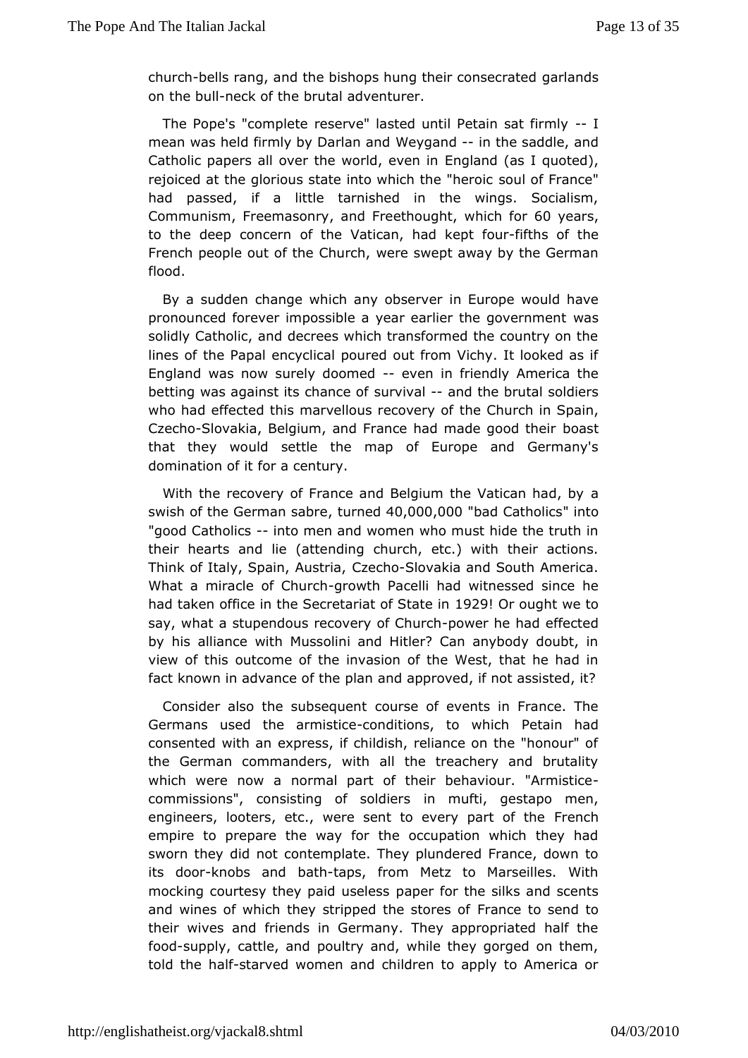church-bells rang, and the bishops hung their consecrated garlands on the bull-neck of the brutal adventurer.

The Pope's "complete reserve" lasted until Petain sat firmly -- I mean was held firmly by Darlan and Weygand -- in the saddle, and Catholic papers all over the world, even in England (as I quoted), rejoiced at the glorious state into which the "heroic soul of France" had passed, if a little tarnished in the wings. Socialism, Communism, Freemasonry, and Freethought, which for 60 years, to the deep concern of the Vatican, had kept four-fifths of the French people out of the Church, were swept away by the German flood.

By a sudden change which any observer in Europe would have pronounced forever impossible a year earlier the government was solidly Catholic, and decrees which transformed the country on the lines of the Papal encyclical poured out from Vichy. It looked as if England was now surely doomed -- even in friendly America the betting was against its chance of survival -- and the brutal soldiers who had effected this marvellous recovery of the Church in Spain, Czecho-Slovakia, Belgium, and France had made good their boast that they would settle the map of Europe and Germany's domination of it for a century.

With the recovery of France and Belgium the Vatican had, by a swish of the German sabre, turned 40,000,000 "bad Catholics" into "good Catholics -- into men and women who must hide the truth in their hearts and lie (attending church, etc.) with their actions. Think of Italy, Spain, Austria, Czecho-Slovakia and South America. What a miracle of Church-growth Pacelli had witnessed since he had taken office in the Secretariat of State in 1929! Or ought we to say, what a stupendous recovery of Church-power he had effected by his alliance with Mussolini and Hitler? Can anybody doubt, in view of this outcome of the invasion of the West, that he had in fact known in advance of the plan and approved, if not assisted, it?

Consider also the subsequent course of events in France. The Germans used the armistice-conditions, to which Petain had consented with an express, if childish, reliance on the "honour" of the German commanders, with all the treachery and brutality which were now a normal part of their behaviour. "Armistice-commissions", consisting of soldiers in mufti, gestapo men, engineers, looters, etc., were sent to every part of the French empire to prepare the way for the occupation which they had sworn they did not contemplate. They plundered France, down to its door-knobs and bath-taps, from Metz to Marseilles. With mocking courtesy they paid useless paper for the silks and scents and wines of which they stripped the stores of France to send to their wives and friends in Germany. They appropriated half the food-supply, cattle, and poultry and, while they gorged on them, told the half-starved women and children to apply to America or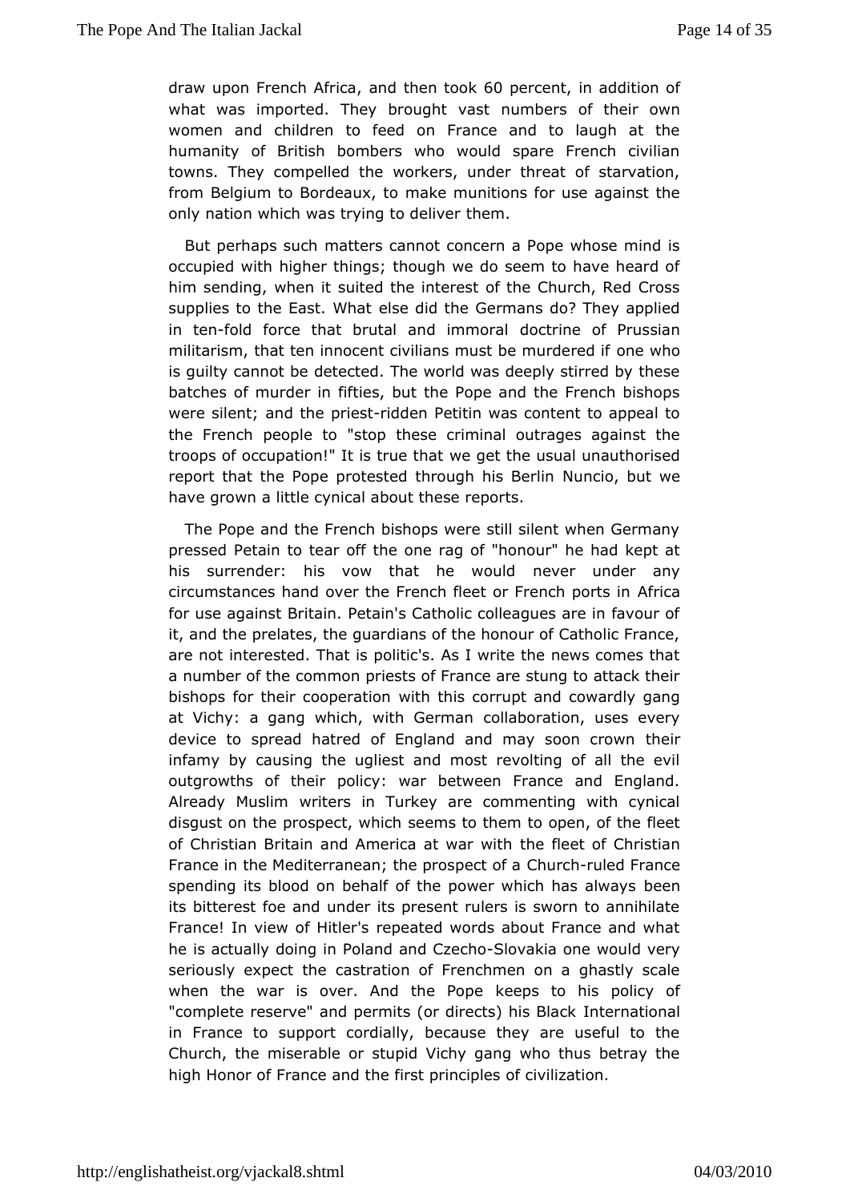draw upon French Africa, and then took 60 percent, in addition of what was imported. They brought vast numbers of their own women and children to feed on France and to laugh at the humanity of British bombers who would spare French civilian towns. They compelled the workers, under threat of starvation, from Belgium to Bordeaux, to make munitions for use against the only nation which was trying to deliver them.

But perhaps such matters cannot concern a Pope whose mind is occupied with higher things; though we do seem to have heard of him sending, when it suited the interest of the Church, Red Cross supplies to the East. What else did the Germans do? They applied in ten-fold force that brutal and immoral doctrine of Prussian militarism, that ten innocent civilians must be murdered if one who is guilty cannot be detected. The world was deeply stirred by these batches of murder in fifties, but the Pope and the French bishops were silent; and the priest-ridden Petitin was content to appeal to the French people to "stop these criminal outrages against the troops of occupation!" It is true that we get the usual unauthorised report that the Pope protested through his Berlin Nuncio, but we have grown a little cynical about these reports.

The Pope and the French bishops were still silent when Germany pressed Petain to tear off the one rag of "honour" he had kept at his surrender: his vow that he would never under any circumstances hand over the French fleet or French ports in Africa for use against Britain. Petain's Catholic colleagues are in favour of it, and the prelates, the guardians of the honour of Catholic France, are not interested. That is politic's. As I write the news comes that a number of the common priests of France are stung to attack their bishops for their cooperation with this corrupt and cowardly gang at Vichy: a gang which, with German collaboration, uses every device to spread hatred of England and may soon crown their infamy by causing the ugliest and most revolting of all the evil outgrowths of their policy: war between France and England. Already Muslim writers in Turkey are commenting with cynical disgust on the prospect, which seems to them to open, of the fleet of Christian Britain and America at war with the fleet of Christian France in the Mediterranean; the prospect of a Church-ruled France spending its blood on behalf of the power which has always been its bitterest foe and under its present rulers is sworn to annihilate France! In view of Hitler's repeated words about France and what he is actually doing in Poland and Czecho-Slovakia one would very seriously expect the castration of Frenchmen on a ghastly scale when the war is over. And the Pope keeps to his policy of "complete reserve" and permits (or directs) his Black International in France to support cordially, because they are useful to the Church, the miserable or stupid Vichy gang who thus betray the high Honor of France and the first principles of civilization.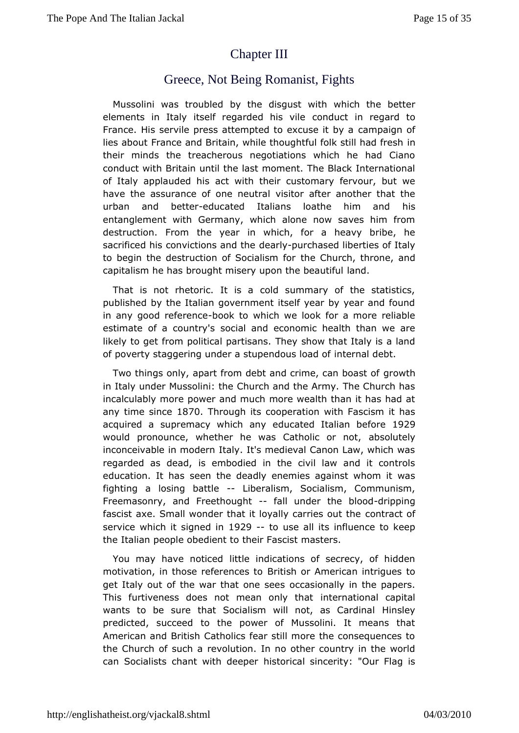# Chapter III

## Greece, Not Being Romanist, Fights

Mussolini was troubled by the disgust with which the better elements in Italy itself regarded his vile conduct in regard to France. His servile press attempted to excuse it by a campaign of lies about France and Britain, while thoughtful folk still had fresh in their minds the treacherous negotiations which he had Ciano conduct with Britain until the last moment. The Black International of Italy applauded his act with their customary fervour, but we have the assurance of one neutral visitor after another that the urban and better-educated Italians loathe him and his entanglement with Germany, which alone now saves him from destruction. From the year in which, for a heavy bribe, he sacrificed his convictions and the dearly-purchased liberties of Italy to begin the destruction of Socialism for the Church, throne, and capitalism he has brought misery upon the beautiful land.

That is not rhetoric. It is a cold summary of the statistics, published by the Italian government itself year by year and found in any good reference-book to which we look for a more reliable estimate of a country's social and economic health than we are likely to get from political partisans. They show that Italy is a land of poverty staggering under a stupendous load of internal debt.

Two things only, apart from debt and crime, can boast of growth in Italy under Mussolini: the Church and the Army. The Church has incalculably more power and much more wealth than it has had at any time since 1870. Through its cooperation with Fascism it has acquired a supremacy which any educated Italian before 1929 would pronounce, whether he was Catholic or not, absolutely inconceivable in modern Italy. It's medieval Canon Law, which was regarded as dead, is embodied in the civil law and it controls education. It has seen the deadly enemies against whom it was fighting a losing battle -- Liberalism, Socialism, Communism, Freemasonry, and Freethought -- fall under the blood-dripping fascist axe. Small wonder that it loyally carries out the contract of service which it signed in 1929 -- to use all its influence to keep the Italian people obedient to their Fascist masters.

You may have noticed little indications of secrecy, of hidden motivation, in those references to British or American intrigues to get Italy out of the war that one sees occasionally in the papers. This furtiveness does not mean only that international capital wants to be sure that Socialism will not, as Cardinal Hinsley predicted, succeed to the power of Mussolini. It means that American and British Catholics fear still more the consequences to the Church of such a revolution. In no other country in the world can Socialists chant with deeper historical sincerity: "Our Flag is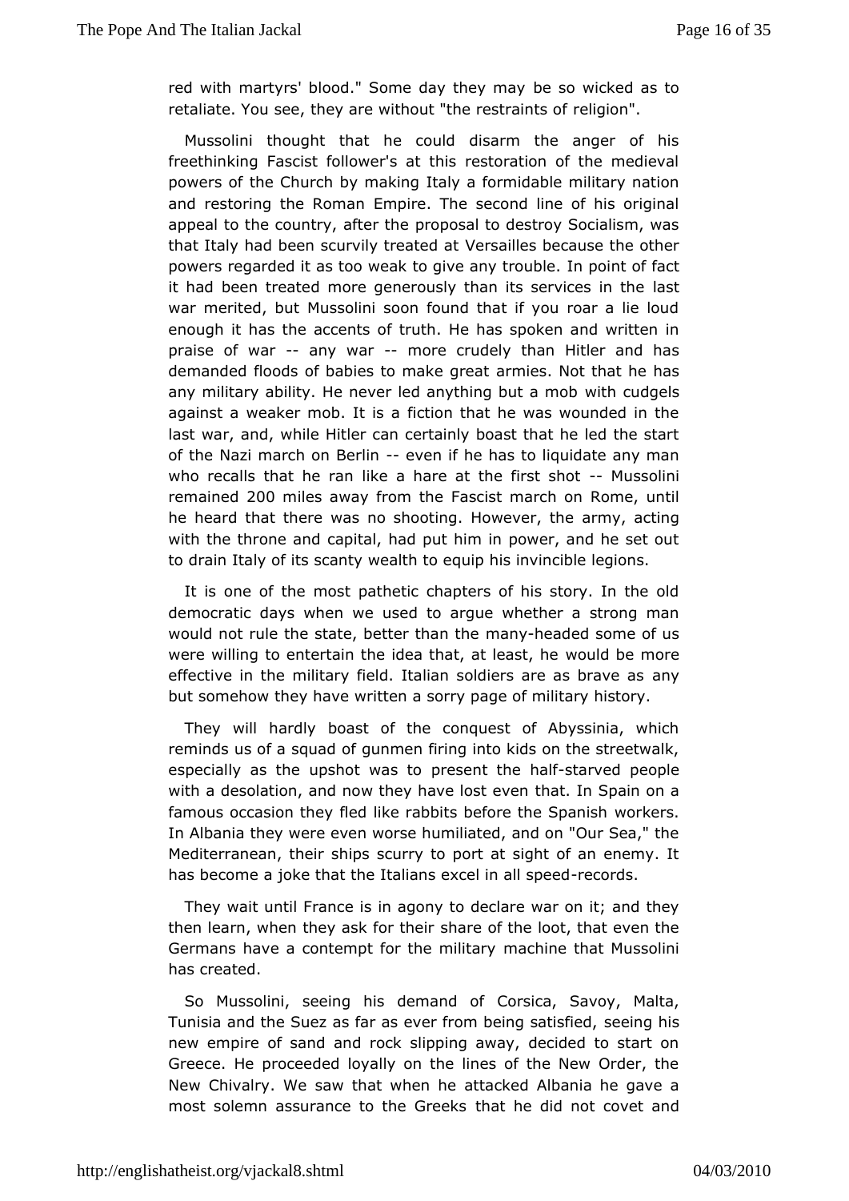red with martyrs' blood." Some day they may be so wicked as to retaliate. You see, they are without "the restraints of religion".

Mussolini thought that he could disarm the anger of his freethinking Fascist follower's at this restoration of the medieval powers of the Church by making Italy a formidable military nation and restoring the Roman Empire. The second line of his original appeal to the country, after the proposal to destroy Socialism, was that Italy had been scurvily treated at Versailles because the other powers regarded it as too weak to give any trouble. In point of fact it had been treated more generously than its services in the last war merited, but Mussolini soon found that if you roar a lie loud enough it has the accents of truth. He has spoken and written in praise of war -- any war -- more crudely than Hitler and has demanded floods of babies to make great armies. Not that he has any military ability. He never led anything but a mob with cudgels against a weaker mob. It is a fiction that he was wounded in the last war, and, while Hitler can certainly boast that he led the start of the Nazi march on Berlin -- even if he has to liquidate any man who recalls that he ran like a hare at the first shot -- Mussolini remained 200 miles away from the Fascist march on Rome, until he heard that there was no shooting. However, the army, acting with the throne and capital, had put him in power, and he set out to drain Italy of its scanty wealth to equip his invincible legions.

It is one of the most pathetic chapters of his story. In the old democratic days when we used to argue whether a strong man would not rule the state, better than the many-headed some of us were willing to entertain the idea that, at least, he would be more effective in the military field. Italian soldiers are as brave as any but somehow they have written a sorry page of military history.

They will hardly boast of the conquest of Abyssinia, which reminds us of a squad of gunmen firing into kids on the streetwalk, especially as the upshot was to present the half-starved people with a desolation, and now they have lost even that. In Spain on a famous occasion they fled like rabbits before the Spanish workers. In Albania they were even worse humiliated, and on "Our Sea," the Mediterranean, their ships scurry to port at sight of an enemy. It has become a joke that the Italians excel in all speed-records.

They wait until France is in agony to declare war on it; and they then learn, when they ask for their share of the loot, that even the Germans have a contempt for the military machine that Mussolini has created.

So Mussolini, seeing his demand of Corsica, Savoy, Malta, Tunisia and the Suez as far as ever from being satisfied, seeing his new empire of sand and rock slipping away, decided to start on Greece. He proceeded loyally on the lines of the New Order, the New Chivalry. We saw that when he attacked Albania he gave a most solemn assurance to the Greeks that he did not covet and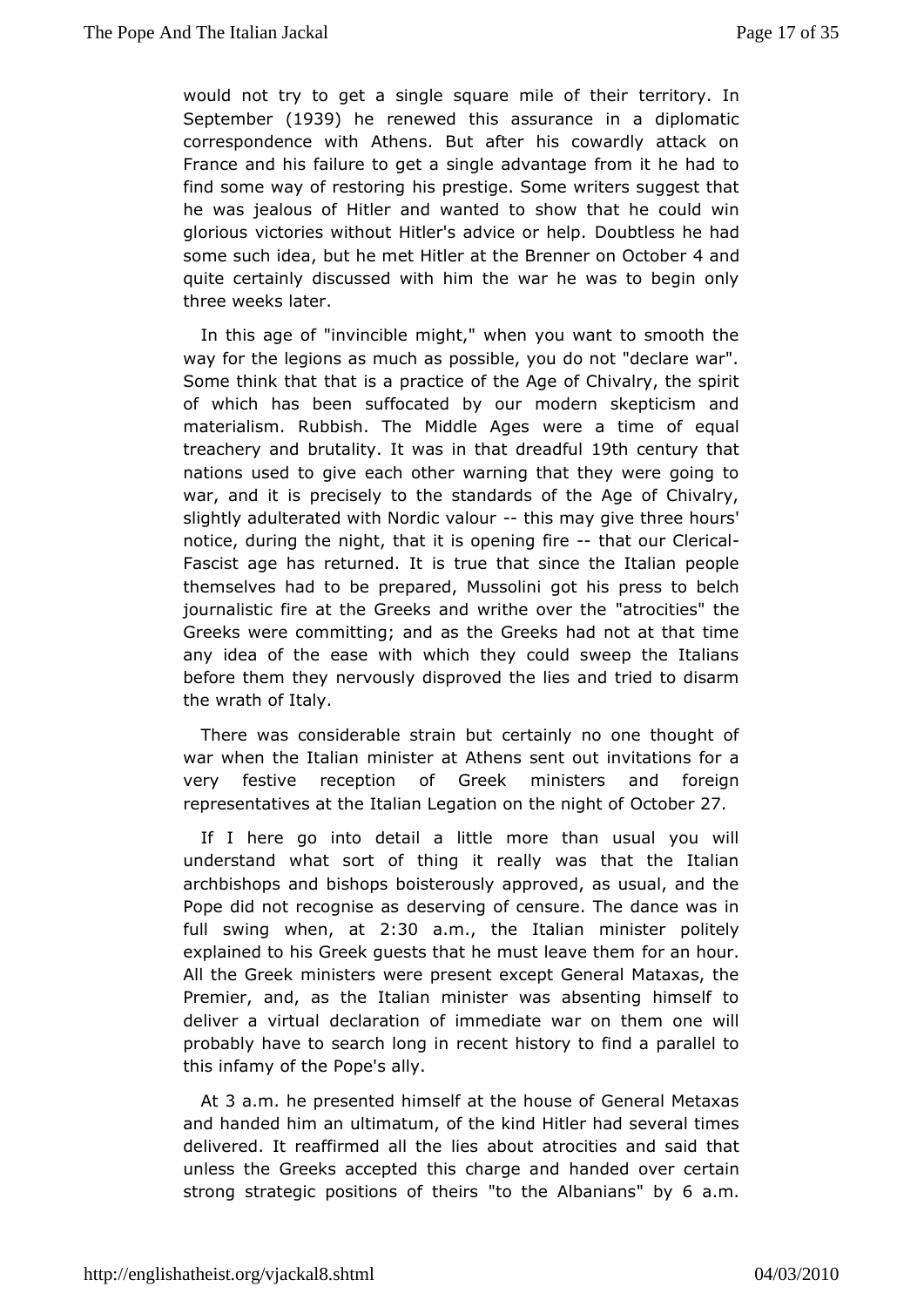would not try to get a single square mile of their territory. In September (1939) he renewed this assurance in a diplomatic correspondence with Athens. But after his cowardly attack on France and his failure to get a single advantage from it he had to find some way of restoring his prestige. Some writers suggest that he was jealous of Hitler and wanted to show that he could win glorious victories without Hitler's advice or help. Doubtless he had some such idea, but he met Hitler at the Brenner on October 4 and quite certainly discussed with him the war he was to begin only three weeks later.

In this age of "invincible might," when you want to smooth the way for the legions as much as possible, you do not "declare war". Some think that that is a practice of the Age of Chivalry, the spirit of which has been suffocated by our modern skepticism and materialism. Rubbish. The Middle Ages were a time of equal treachery and brutality. It was in that dreadful 19th century that nations used to give each other warning that they were going to war, and it is precisely to the standards of the Age of Chivalry, slightly adulterated with Nordic valour -- this may give three hours' notice, during the night, that it is opening fire -- that our Clerical-Fascist age has returned. It is true that since the Italian people themselves had to be prepared, Mussolini got his press to belch journalistic fire at the Greeks and writhe over the "atrocities" the Greeks were committing; and as the Greeks had not at that time any idea of the ease with which they could sweep the Italians before them they nervously disproved the lies and tried to disarm the wrath of Italy.

There was considerable strain but certainly no one thought of war when the Italian minister at Athens sent out invitations for a very festive reception of Greek ministers and foreign representatives at the Italian Legation on the night of October 27.

If I here go into detail a little more than usual you will understand what sort of thing it really was that the Italian archbishops and bishops boisterously approved, as usual, and the Pope did not recognise as deserving of censure. The dance was in full swing when, at 2:30 a.m., the Italian minister politely explained to his Greek guests that he must leave them for an hour. All the Greek ministers were present except General Mataxas, the Premier, and, as the Italian minister was absenting himself to deliver a virtual declaration of immediate war on them one will probably have to search long in recent history to find a parallel to this infamy of the Pope's ally.

At 3 a.m. he presented himself at the house of General Metaxas and handed him an ultimatum, of the kind Hitler had several times delivered. It reaffirmed all the lies about atrocities and said that unless the Greeks accepted this charge and handed over certain strong strategic positions of theirs "to the Albanians" by 6 a.m.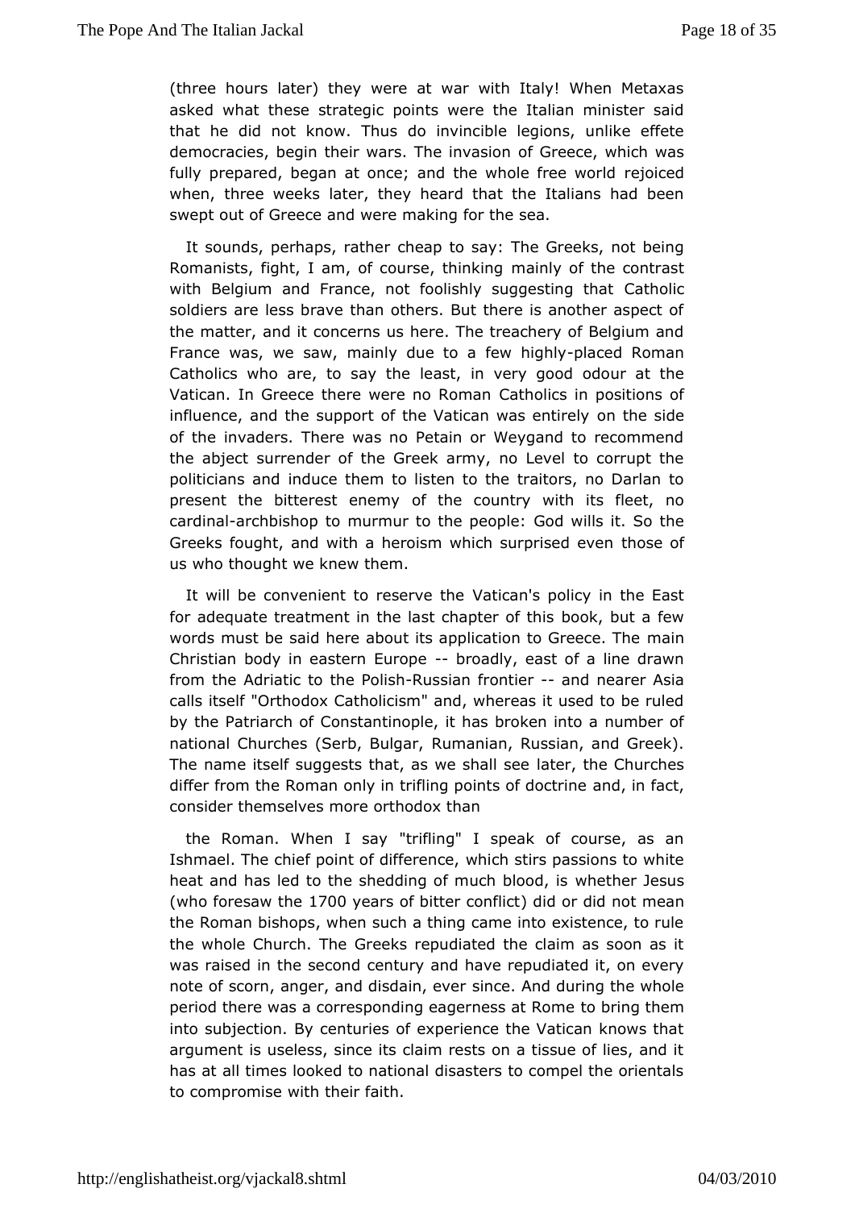(three hours later) they were at war with Italy! When Metaxas asked what these strategic points were the Italian minister said that he did not know. Thus do invincible legions, unlike effete democracies, begin their wars. The invasion of Greece, which was fully prepared, began at once; and the whole free world rejoiced when, three weeks later, they heard that the Italians had been swept out of Greece and were making for the sea.

It sounds, perhaps, rather cheap to say: The Greeks, not being Romanists, fight, I am, of course, thinking mainly of the contrast with Belgium and France, not foolishly suggesting that Catholic soldiers are less brave than others. But there is another aspect of the matter, and it concerns us here. The treachery of Belgium and France was, we saw, mainly due to a few highly-placed Roman Catholics who are, to say the least, in very good odour at the Vatican. In Greece there were no Roman Catholics in positions of influence, and the support of the Vatican was entirely on the side of the invaders. There was no Petain or Weygand to recommend the abject surrender of the Greek army, no Level to corrupt the politicians and induce them to listen to the traitors, no Darlan to present the bitterest enemy of the country with its fleet, no cardinal-archbishop to murmur to the people: God wills it. So the Greeks fought, and with a heroism which surprised even those of us who thought we knew them.

It will be convenient to reserve the Vatican's policy in the East for adequate treatment in the last chapter of this book, but a few words must be said here about its application to Greece. The main Christian body in eastern Europe -- broadly, east of a line drawn from the Adriatic to the Polish-Russian frontier -- and nearer Asia calls itself "Orthodox Catholicism" and, whereas it used to be ruled by the Patriarch of Constantinople, it has broken into a number of national Churches (Serb, Bulgar, Rumanian, Russian, and Greek). The name itself suggests that, as we shall see later, the Churches differ from the Roman only in trifling points of doctrine and, in fact, consider themselves more orthodox than

the Roman. When I say "trifling" I speak of course, as an Ishmael. The chief point of difference, which stirs passions to white heat and has led to the shedding of much blood, is whether Jesus (who foresaw the 1700 years of bitter conflict) did or did not mean the Roman bishops, when such a thing came into existence, to rule the whole Church. The Greeks repudiated the claim as soon as it was raised in the second century and have repudiated it, on every note of scorn, anger, and disdain, ever since. And during the whole period there was a corresponding eagerness at Rome to bring them into subjection. By centuries of experience the Vatican knows that argument is useless, since its claim rests on a tissue of lies, and it has at all times looked to national disasters to compel the orientals to compromise with their faith.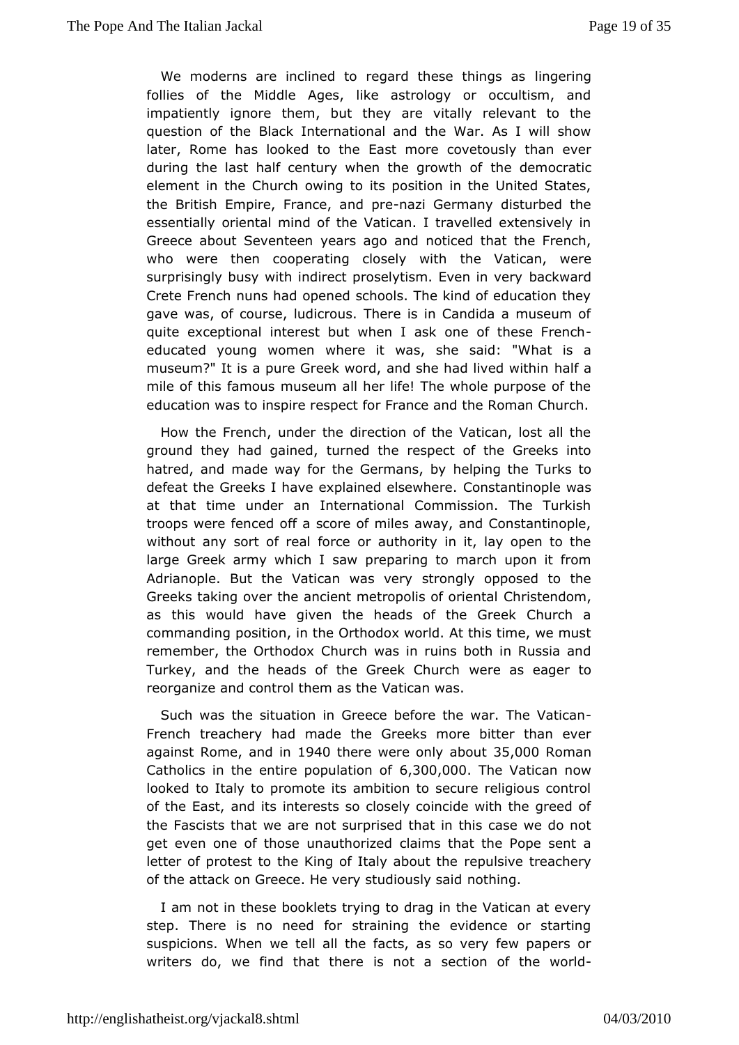We moderns are inclined to regard these things as lingering follies of the Middle Ages, like astrology or occultism, and impatiently ignore them, but they are vitally relevant to the question of the Black International and the War. As I will show later, Rome has looked to the East more covetously than ever during the last half century when the growth of the democratic element in the Church owing to its position in the United States, the British Empire, France, and pre-nazi Germany disturbed the essentially oriental mind of the Vatican. I travelled extensively in Greece about Seventeen years ago and noticed that the French, who were then cooperating closely with the Vatican, were surprisingly busy with indirect proselytism. Even in very backward Crete French nuns had opened schools. The kind of education they gave was, of course, ludicrous. There is in Candida a museum of quite exceptional interest but when I ask one of these French-educated young women where it was, she said: "What is a museum?" It is a pure Greek word, and she had lived within half a mile of this famous museum all her life! The whole purpose of the education was to inspire respect for France and the Roman Church.

How the French, under the direction of the Vatican, lost all the ground they had gained, turned the respect of the Greeks into hatred, and made way for the Germans, by helping the Turks to defeat the Greeks I have explained elsewhere. Constantinople was at that time under an International Commission. The Turkish troops were fenced off a score of miles away, and Constantinople, without any sort of real force or authority in it, lay open to the large Greek army which I saw preparing to march upon it from Adrianople. But the Vatican was very strongly opposed to the Greeks taking over the ancient metropolis of oriental Christendom, as this would have given the heads of the Greek Church a commanding position, in the Orthodox world. At this time, we must remember, the Orthodox Church was in ruins both in Russia and Turkey, and the heads of the Greek Church were as eager to reorganize and control them as the Vatican was.

Such was the situation in Greece before the war. The Vatican-French treachery had made the Greeks more bitter than ever against Rome, and in 1940 there were only about 35,000 Roman Catholics in the entire population of 6,300,000. The Vatican now looked to Italy to promote its ambition to secure religious control of the East, and its interests so closely coincide with the greed of the Fascists that we are not surprised that in this case we do not get even one of those unauthorized claims that the Pope sent a letter of protest to the King of Italy about the repulsive treachery of the attack on Greece. He very studiously said nothing.

I am not in these booklets trying to drag in the Vatican at every step. There is no need for straining the evidence or starting suspicions. When we tell all the facts, as so very few papers or writers do, we find that there is not a section of the world-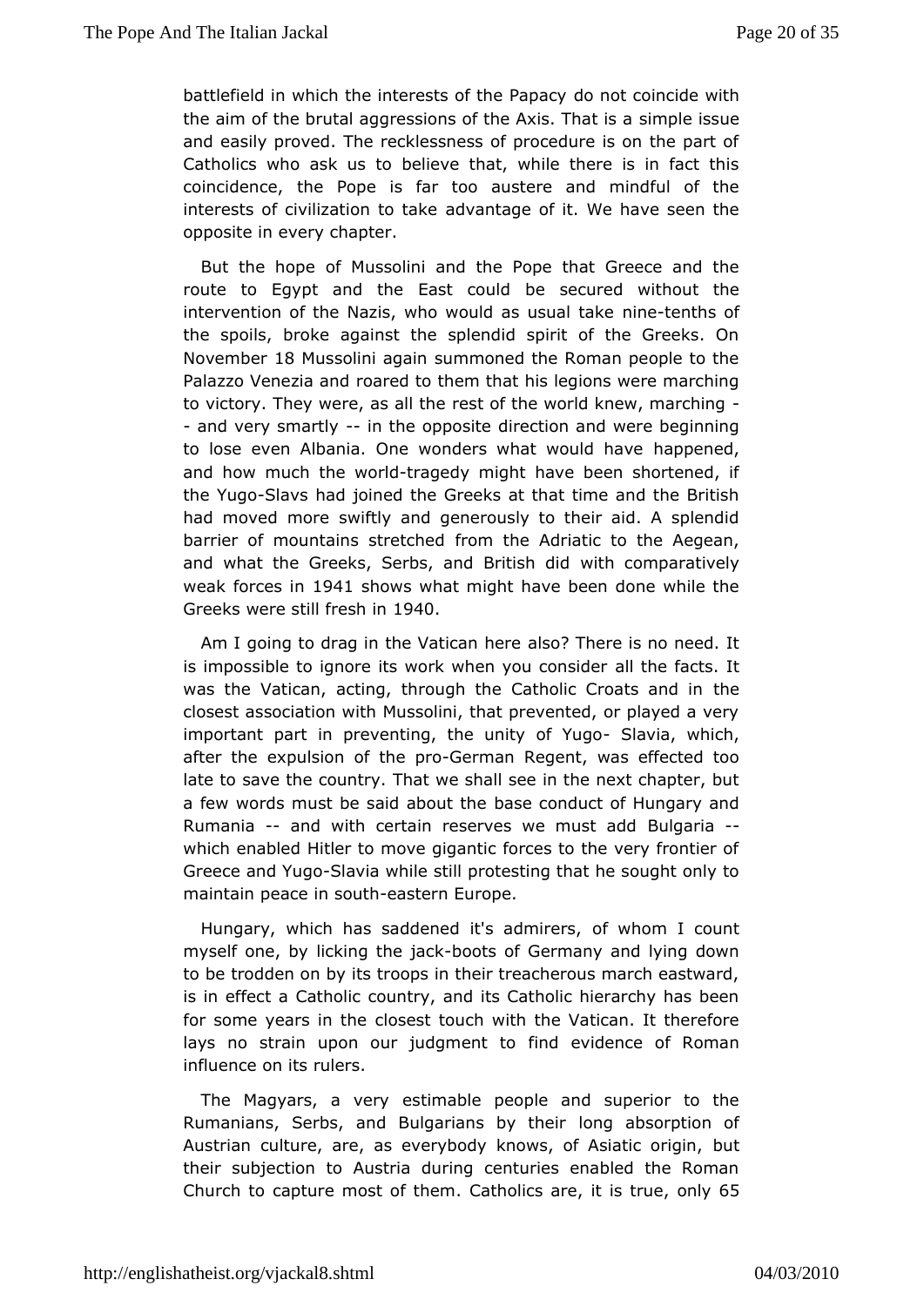battlefield in which the interests of the Papacy do not coincide with the aim of the brutal aggressions of the Axis. That is a simple issue and easily proved. The recklessness of procedure is on the part of Catholics who ask us to believe that, while there is in fact this coincidence, the Pope is far too austere and mindful of the interests of civilization to take advantage of it. We have seen the opposite in every chapter.

But the hope of Mussolini and the Pope that Greece and the route to Egypt and the East could be secured without the intervention of the Nazis, who would as usual take nine-tenths of the spoils, broke against the splendid spirit of the Greeks. On November 18 Mussolini again summoned the Roman people to the Palazzo Venezia and roared to them that his legions were marching to victory. They were, as all the rest of the world knew, marching -- and very smartly -- in the opposite direction and were beginning to lose even Albania. One wonders what would have happened, and how much the world-tragedy might have been shortened, if the Yugo-Slavs had joined the Greeks at that time and the British had moved more swiftly and generously to their aid. A splendid barrier of mountains stretched from the Adriatic to the Aegean, and what the Greeks, Serbs, and British did with comparatively weak forces in 1941 shows what might have been done while the Greeks were still fresh in 1940.

Am I going to drag in the Vatican here also? There is no need. It is impossible to ignore its work when you consider all the facts. It was the Vatican, acting, through the Catholic Croats and in the closest association with Mussolini, that prevented, or played a very important part in preventing, the unity of Yugo- Slavia, which, after the expulsion of the pro-German Regent, was effected too late to save the country. That we shall see in the next chapter, but a few words must be said about the base conduct of Hungary and Rumania -- and with certain reserves we must add Bulgaria -- which enabled Hitler to move gigantic forces to the very frontier of Greece and Yugo-Slavia while still protesting that he sought only to maintain peace in south-eastern Europe.

Hungary, which has saddened it's admirers, of whom I count myself one, by licking the jack-boots of Germany and lying down to be trodden on by its troops in their treacherous march eastward, is in effect a Catholic country, and its Catholic hierarchy has been for some years in the closest touch with the Vatican. It therefore lays no strain upon our judgment to find evidence of Roman influence on its rulers.

The Magyars, a very estimable people and superior to the Rumanians, Serbs, and Bulgarians by their long absorption of Austrian culture, are, as everybody knows, of Asiatic origin, but their subjection to Austria during centuries enabled the Roman Church to capture most of them. Catholics are, it is true, only 65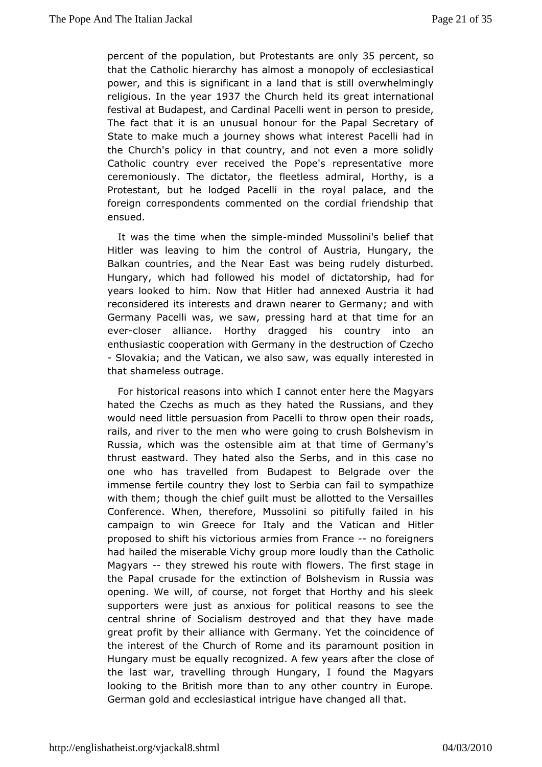percent of the population, but Protestants are only 35 percent, so that the Catholic hierarchy has almost a monopoly of ecclesiastical power, and this is significant in a land that is still overwhelmingly religious. In the year 1937 the Church held its great international festival at Budapest, and Cardinal Pacelli went in person to preside, The fact that it is an unusual honour for the Papal Secretary of State to make much a journey shows what interest Pacelli had in the Church's policy in that country, and not even a more solidly Catholic country ever received the Pope's representative more ceremoniously. The dictator, the fleetless admiral, Horthy, is a Protestant, but he lodged Pacelli in the royal palace, and the foreign correspondents commented on the cordial friendship that ensued.

It was the time when the simple-minded Mussolini's belief that Hitler was leaving to him the control of Austria, Hungary, the Balkan countries, and the Near East was being rudely disturbed. Hungary, which had followed his model of dictatorship, had for years looked to him. Now that Hitler had annexed Austria it had reconsidered its interests and drawn nearer to Germany; and with Germany Pacelli was, we saw, pressing hard at that time for an ever-closer alliance. Horthy dragged his country into an enthusiastic cooperation with Germany in the destruction of Czecho - Slovakia; and the Vatican, we also saw, was equally interested in that shameless outrage.

For historical reasons into which I cannot enter here the Magyars hated the Czechs as much as they hated the Russians, and they would need little persuasion from Pacelli to throw open their roads, rails, and river to the men who were going to crush Bolshevism in Russia, which was the ostensible aim at that time of Germany's thrust eastward. They hated also the Serbs, and in this case no one who has travelled from Budapest to Belgrade over the immense fertile country they lost to Serbia can fail to sympathize with them; though the chief guilt must be allotted to the Versailles Conference. When, therefore, Mussolini so pitifully failed in his campaign to win Greece for Italy and the Vatican and Hitler proposed to shift his victorious armies from France -- no foreigners had hailed the miserable Vichy group more loudly than the Catholic Magyars -- they strewed his route with flowers. The first stage in the Papal crusade for the extinction of Bolshevism in Russia was opening. We will, of course, not forget that Horthy and his sleek supporters were just as anxious for political reasons to see the central shrine of Socialism destroyed and that they have made great profit by their alliance with Germany. Yet the coincidence of the interest of the Church of Rome and its paramount position in Hungary must be equally recognized. A few years after the close of the last war, travelling through Hungary, I found the Magyars looking to the British more than to any other country in Europe. German gold and ecclesiastical intrigue have changed all that.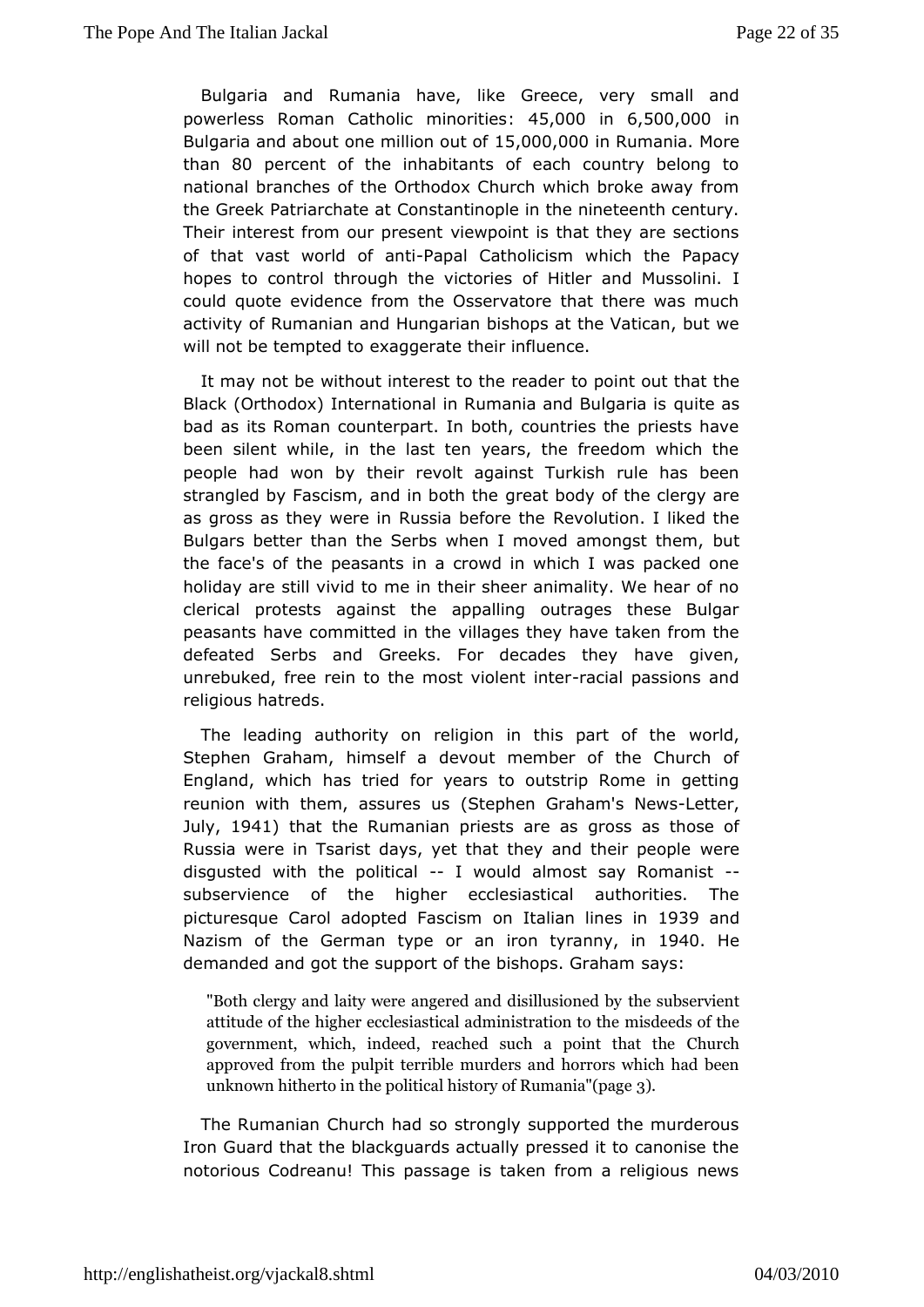Bulgaria and Rumania have, like Greece, very small and powerless Roman Catholic minorities: 45,000 in 6,500,000 in Bulgaria and about one million out of 15,000,000 in Rumania. More than 80 percent of the inhabitants of each country belong to national branches of the Orthodox Church which broke away from the Greek Patriarchate at Constantinople in the nineteenth century. Their interest from our present viewpoint is that they are sections of that vast world of anti-Papal Catholicism which the Papacy hopes to control through the victories of Hitler and Mussolini. I could quote evidence from the Osservatore that there was much activity of Rumanian and Hungarian bishops at the Vatican, but we will not be tempted to exaggerate their influence.

It may not be without interest to the reader to point out that the Black (Orthodox) International in Rumania and Bulgaria is quite as bad as its Roman counterpart. In both, countries the priests have been silent while, in the last ten years, the freedom which the people had won by their revolt against Turkish rule has been strangled by Fascism, and in both the great body of the clergy are as gross as they were in Russia before the Revolution. I liked the Bulgars better than the Serbs when I moved amongst them, but the face's of the peasants in a crowd in which I was packed one holiday are still vivid to me in their sheer animality. We hear of no clerical protests against the appalling outrages these Bulgar peasants have committed in the villages they have taken from the defeated Serbs and Greeks. For decades they have given, unrebuked, free rein to the most violent inter-racial passions and religious hatreds.

The leading authority on religion in this part of the world, Stephen Graham, himself a devout member of the Church of England, which has tried for years to outstrip Rome in getting reunion with them, assures us (Stephen Graham's News-Letter, July, 1941) that the Rumanian priests are as gross as those of Russia were in Tsarist days, yet that they and their people were disgusted with the political -- I would almost say Romanist -- subservience of the higher ecclesiastical authorities. The picturesque Carol adopted Fascism on Italian lines in 1939 and Nazism of the German type or an iron tyranny, in 1940. He demanded and got the support of the bishops. Graham says:

> "Both clergy and laity were angered and disillusioned by the subservient attitude of the higher ecclesiastical administration to the misdeeds of the government, which, indeed, reached such a point that the Church approved from the pulpit terrible murders and horrors which had been unknown hitherto in the political history of Rumania"(page 3).

The Rumanian Church had so strongly supported the murderous Iron Guard that the blackguards actually pressed it to canonise the notorious Codreanu! This passage is taken from a religious news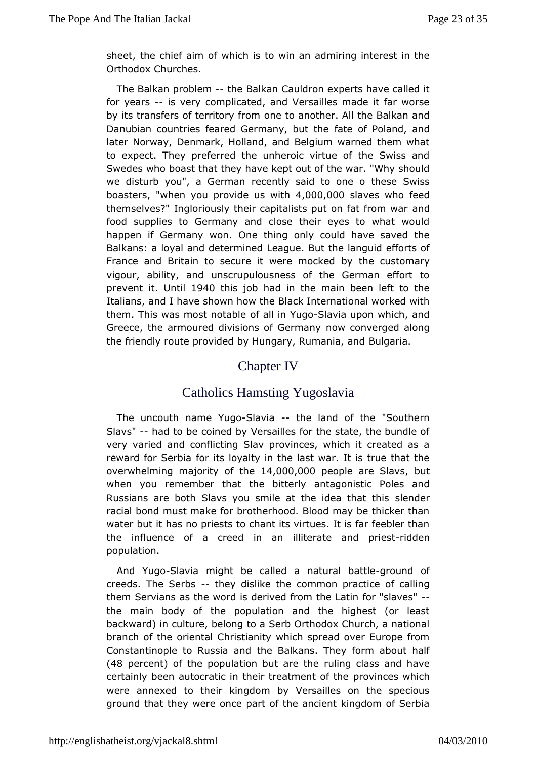sheet, the chief aim of which is to win an admiring interest in the Orthodox Churches.

The Balkan problem -- the Balkan Cauldron experts have called it for years -- is very complicated, and Versailles made it far worse by its transfers of territory from one to another. All the Balkan and Danubian countries feared Germany, but the fate of Poland, and later Norway, Denmark, Holland, and Belgium warned them what to expect. They preferred the unheroic virtue of the Swiss and Swedes who boast that they have kept out of the war. "Why should we disturb you", a German recently said to one o these Swiss boasters, "when you provide us with 4,000,000 slaves who feed themselves?" Ingloriously their capitalists put on fat from war and food supplies to Germany and close their eyes to what would happen if Germany won. One thing only could have saved the Balkans: a loyal and determined League. But the languid efforts of France and Britain to secure it were mocked by the customary vigour, ability, and unscrupulousness of the German effort to prevent it. Until 1940 this job had in the main been left to the Italians, and I have shown how the Black International worked with them. This was most notable of all in Yugo-Slavia upon which, and Greece, the armoured divisions of Germany now converged along the friendly route provided by Hungary, Rumania, and Bulgaria.

## Chapter IV

## Catholics Hamsting Yugoslavia

The uncouth name Yugo-Slavia -- the land of the "Southern Slavs" -- had to be coined by Versailles for the state, the bundle of very varied and conflicting Slav provinces, which it created as a reward for Serbia for its loyalty in the last war. It is true that the overwhelming majority of the 14,000,000 people are Slavs, but when you remember that the bitterly antagonistic Poles and Russians are both Slavs you smile at the idea that this slender racial bond must make for brotherhood. Blood may be thicker than water but it has no priests to chant its virtues. It is far feebler than the influence of a creed in an illiterate and priest-ridden population.

And Yugo-Slavia might be called a natural battle-ground of creeds. The Serbs -- they dislike the common practice of calling them Servians as the word is derived from the Latin for "slaves" -- the main body of the population and the highest (or least backward) in culture, belong to a Serb Orthodox Church, a national branch of the oriental Christianity which spread over Europe from Constantinople to Russia and the Balkans. They form about half (48 percent) of the population but are the ruling class and have certainly been autocratic in their treatment of the provinces which were annexed to their kingdom by Versailles on the specious ground that they were once part of the ancient kingdom of Serbia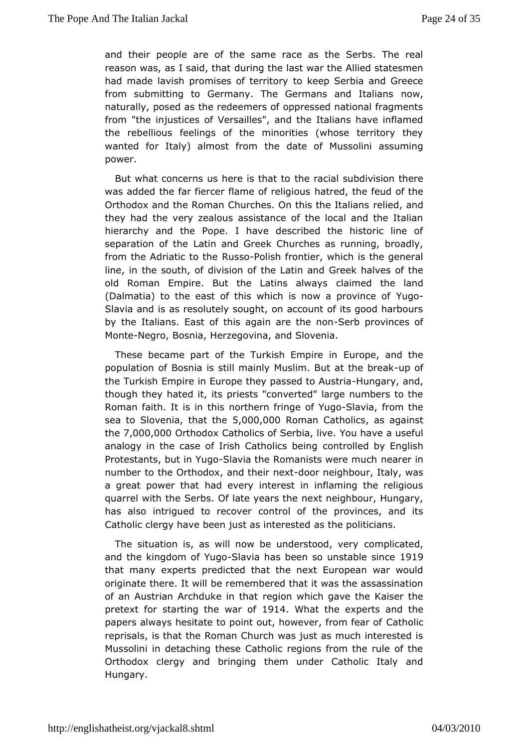and their people are of the same race as the Serbs. The real reason was, as I said, that during the last war the Allied statesmen had made lavish promises of territory to keep Serbia and Greece from submitting to Germany. The Germans and Italians now, naturally, posed as the redeemers of oppressed national fragments from "the injustices of Versailles", and the Italians have inflamed the rebellious feelings of the minorities (whose territory they wanted for Italy) almost from the date of Mussolini assuming power.

But what concerns us here is that to the racial subdivision there was added the far fiercer flame of religious hatred, the feud of the Orthodox and the Roman Churches. On this the Italians relied, and they had the very zealous assistance of the local and the Italian hierarchy and the Pope. I have described the historic line of separation of the Latin and Greek Churches as running, broadly, from the Adriatic to the Russo-Polish frontier, which is the general line, in the south, of division of the Latin and Greek halves of the old Roman Empire. But the Latins always claimed the land (Dalmatia) to the east of this which is now a province of Yugo-Slavia and is as resolutely sought, on account of its good harbours by the Italians. East of this again are the non-Serb provinces of Monte-Negro, Bosnia, Herzegovina, and Slovenia.

These became part of the Turkish Empire in Europe, and the population of Bosnia is still mainly Muslim. But at the break-up of the Turkish Empire in Europe they passed to Austria-Hungary, and, though they hated it, its priests "converted" large numbers to the Roman faith. It is in this northern fringe of Yugo-Slavia, from the sea to Slovenia, that the 5,000,000 Roman Catholics, as against the 7,000,000 Orthodox Catholics of Serbia, live. You have a useful analogy in the case of Irish Catholics being controlled by English Protestants, but in Yugo-Slavia the Romanists were much nearer in number to the Orthodox, and their next-door neighbour, Italy, was a great power that had every interest in inflaming the religious quarrel with the Serbs. Of late years the next neighbour, Hungary, has also intrigued to recover control of the provinces, and its Catholic clergy have been just as interested as the politicians.

The situation is, as will now be understood, very complicated, and the kingdom of Yugo-Slavia has been so unstable since 1919 that many experts predicted that the next European war would originate there. It will be remembered that it was the assassination of an Austrian Archduke in that region which gave the Kaiser the pretext for starting the war of 1914. What the experts and the papers always hesitate to point out, however, from fear of Catholic reprisals, is that the Roman Church was just as much interested is Mussolini in detaching these Catholic regions from the rule of the Orthodox clergy and bringing them under Catholic Italy and Hungary.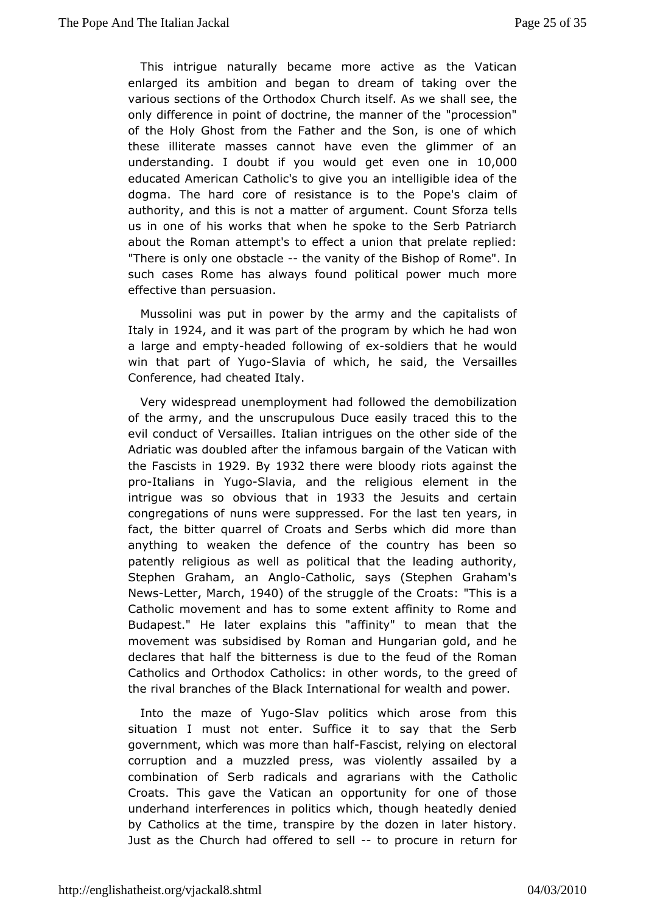This intrigue naturally became more active as the Vatican enlarged its ambition and began to dream of taking over the various sections of the Orthodox Church itself. As we shall see, the only difference in point of doctrine, the manner of the "procession" of the Holy Ghost from the Father and the Son, is one of which these illiterate masses cannot have even the glimmer of an understanding. I doubt if you would get even one in 10,000 educated American Catholic's to give you an intelligible idea of the dogma. The hard core of resistance is to the Pope's claim of authority, and this is not a matter of argument. Count Sforza tells us in one of his works that when he spoke to the Serb Patriarch about the Roman attempt's to effect a union that prelate replied: "There is only one obstacle -- the vanity of the Bishop of Rome". In such cases Rome has always found political power much more effective than persuasion.

Mussolini was put in power by the army and the capitalists of Italy in 1924, and it was part of the program by which he had won a large and empty-headed following of ex-soldiers that he would win that part of Yugo-Slavia of which, he said, the Versailles Conference, had cheated Italy.

Very widespread unemployment had followed the demobilization of the army, and the unscrupulous Duce easily traced this to the evil conduct of Versailles. Italian intrigues on the other side of the Adriatic was doubled after the infamous bargain of the Vatican with the Fascists in 1929. By 1932 there were bloody riots against the pro-Italians in Yugo-Slavia, and the religious element in the intrigue was so obvious that in 1933 the Jesuits and certain congregations of nuns were suppressed. For the last ten years, in fact, the bitter quarrel of Croats and Serbs which did more than anything to weaken the defence of the country has been so patently religious as well as political that the leading authority, Stephen Graham, an Anglo-Catholic, says (Stephen Graham's News-Letter, March, 1940) of the struggle of the Croats: "This is a Catholic movement and has to some extent affinity to Rome and Budapest." He later explains this "affinity" to mean that the movement was subsidised by Roman and Hungarian gold, and he declares that half the bitterness is due to the feud of the Roman Catholics and Orthodox Catholics: in other words, to the greed of the rival branches of the Black International for wealth and power.

Into the maze of Yugo-Slav politics which arose from this situation I must not enter. Suffice it to say that the Serb government, which was more than half-Fascist, relying on electoral corruption and a muzzled press, was violently assailed by a combination of Serb radicals and agrarians with the Catholic Croats. This gave the Vatican an opportunity for one of those underhand interferences in politics which, though heatedly denied by Catholics at the time, transpire by the dozen in later history. Just as the Church had offered to sell -- to procure in return for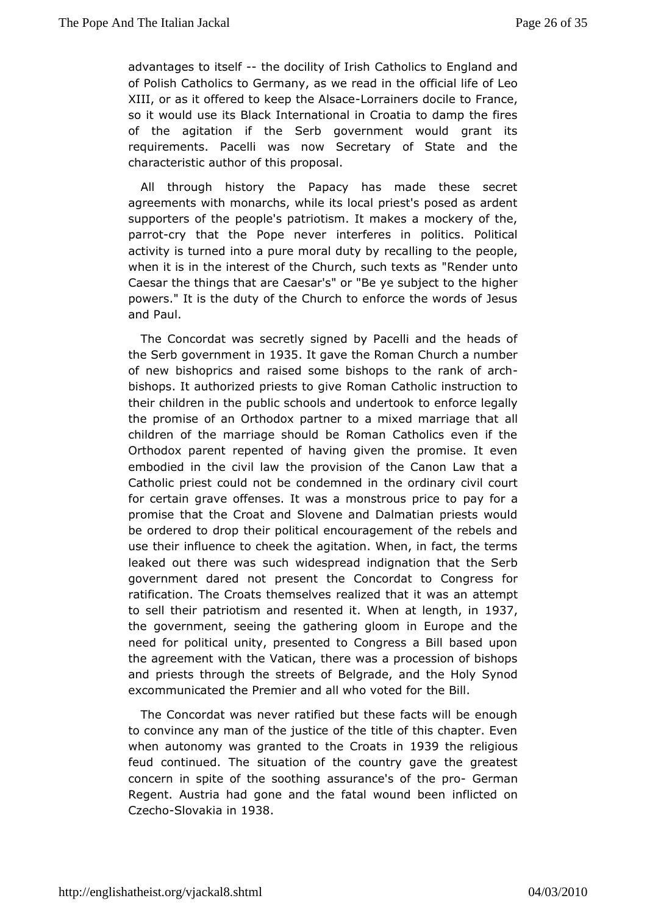advantages to itself -- the docility of Irish Catholics to England and of Polish Catholics to Germany, as we read in the official life of Leo XIII, or as it offered to keep the Alsace-Lorrainers docile to France, so it would use its Black International in Croatia to damp the fires of the agitation if the Serb government would grant its requirements. Pacelli was now Secretary of State and the characteristic author of this proposal.

All through history the Papacy has made these secret agreements with monarchs, while its local priest's posed as ardent supporters of the people's patriotism. It makes a mockery of the, parrot-cry that the Pope never interferes in politics. Political activity is turned into a pure moral duty by recalling to the people, when it is in the interest of the Church, such texts as "Render unto Caesar the things that are Caesar's" or "Be ye subject to the higher powers." It is the duty of the Church to enforce the words of Jesus and Paul.

The Concordat was secretly signed by Pacelli and the heads of the Serb government in 1935. It gave the Roman Church a number of new bishoprics and raised some bishops to the rank of arch-bishops. It authorized priests to give Roman Catholic instruction to their children in the public schools and undertook to enforce legally the promise of an Orthodox partner to a mixed marriage that all children of the marriage should be Roman Catholics even if the Orthodox parent repented of having given the promise. It even embodied in the civil law the provision of the Canon Law that a Catholic priest could not be condemned in the ordinary civil court for certain grave offenses. It was a monstrous price to pay for a promise that the Croat and Slovene and Dalmatian priests would be ordered to drop their political encouragement of the rebels and use their influence to cheek the agitation. When, in fact, the terms leaked out there was such widespread indignation that the Serb government dared not present the Concordat to Congress for ratification. The Croats themselves realized that it was an attempt to sell their patriotism and resented it. When at length, in 1937, the government, seeing the gathering gloom in Europe and the need for political unity, presented to Congress a Bill based upon the agreement with the Vatican, there was a procession of bishops and priests through the streets of Belgrade, and the Holy Synod excommunicated the Premier and all who voted for the Bill.

The Concordat was never ratified but these facts will be enough to convince any man of the justice of the title of this chapter. Even when autonomy was granted to the Croats in 1939 the religious feud continued. The situation of the country gave the greatest concern in spite of the soothing assurance's of the pro- German Regent. Austria had gone and the fatal wound been inflicted on Czecho-Slovakia in 1938.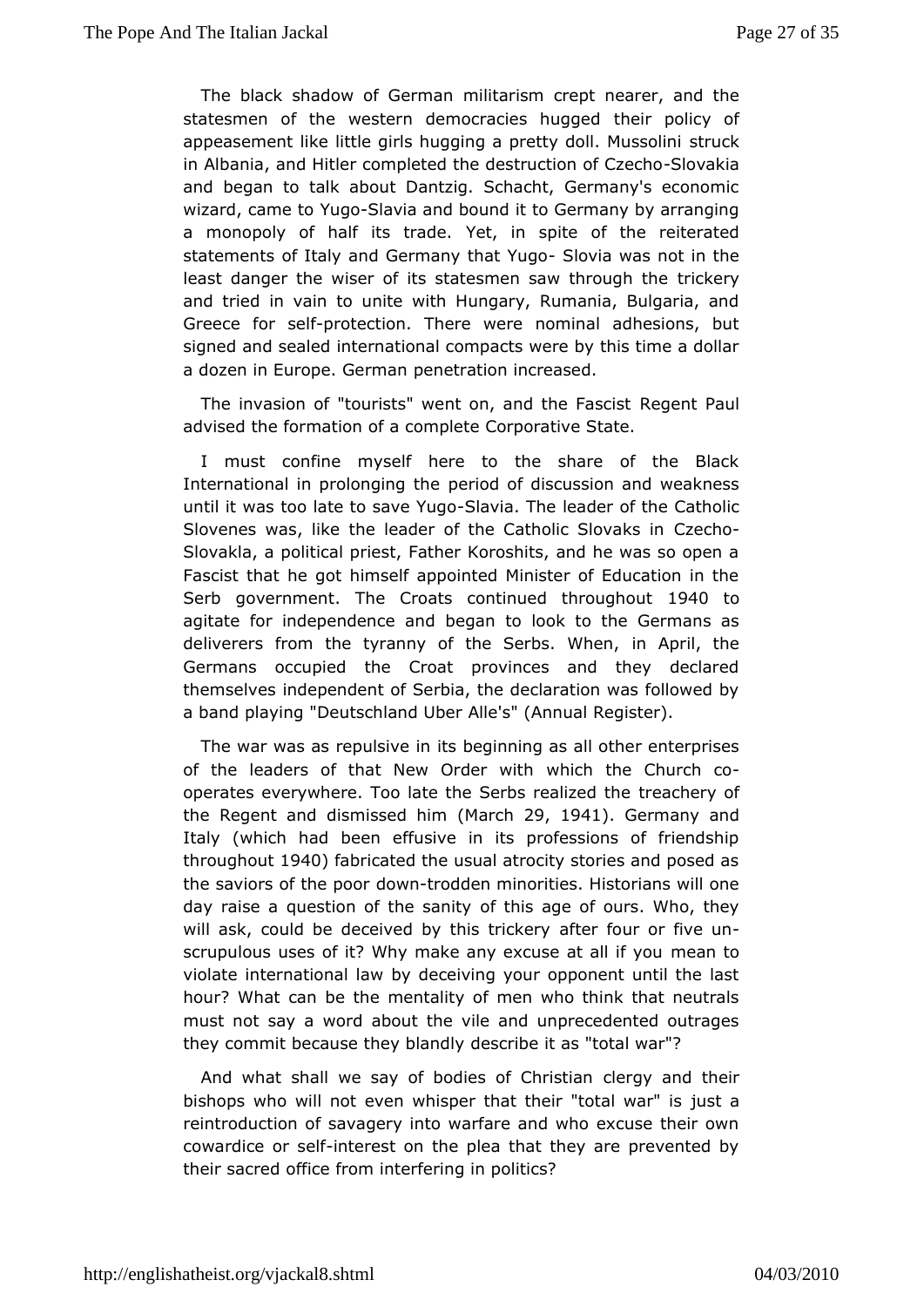The black shadow of German militarism crept nearer, and the statesmen of the western democracies hugged their policy of appeasement like little girls hugging a pretty doll. Mussolini struck in Albania, and Hitler completed the destruction of Czecho-Slovakia and began to talk about Dantzig. Schacht, Germany's economic wizard, came to Yugo-Slavia and bound it to Germany by arranging a monopoly of half its trade. Yet, in spite of the reiterated statements of Italy and Germany that Yugo- Slovia was not in the least danger the wiser of its statesmen saw through the trickery and tried in vain to unite with Hungary, Rumania, Bulgaria, and Greece for self-protection. There were nominal adhesions, but signed and sealed international compacts were by this time a dollar a dozen in Europe. German penetration increased.

The invasion of "tourists" went on, and the Fascist Regent Paul advised the formation of a complete Corporative State.

I must confine myself here to the share of the Black International in prolonging the period of discussion and weakness until it was too late to save Yugo-Slavia. The leader of the Catholic Slovenes was, like the leader of the Catholic Slovaks in Czecho-Slovakla, a political priest, Father Koroshits, and he was so open a Fascist that he got himself appointed Minister of Education in the Serb government. The Croats continued throughout 1940 to agitate for independence and began to look to the Germans as deliverers from the tyranny of the Serbs. When, in April, the Germans occupied the Croat provinces and they declared themselves independent of Serbia, the declaration was followed by a band playing "Deutschland Uber Alle's" (Annual Register).

The war was as repulsive in its beginning as all other enterprises of the leaders of that New Order with which the Church co-operates everywhere. Too late the Serbs realized the treachery of the Regent and dismissed him (March 29, 1941). Germany and Italy (which had been effusive in its professions of friendship throughout 1940) fabricated the usual atrocity stories and posed as the saviors of the poor down-trodden minorities. Historians will one day raise a question of the sanity of this age of ours. Who, they will ask, could be deceived by this trickery after four or five un-scrupulous uses of it? Why make any excuse at all if you mean to violate international law by deceiving your opponent until the last hour? What can be the mentality of men who think that neutrals must not say a word about the vile and unprecedented outrages they commit because they blandly describe it as "total war"?

And what shall we say of bodies of Christian clergy and their bishops who will not even whisper that their "total war" is just a reintroduction of savagery into warfare and who excuse their own cowardice or self-interest on the plea that they are prevented by their sacred office from interfering in politics?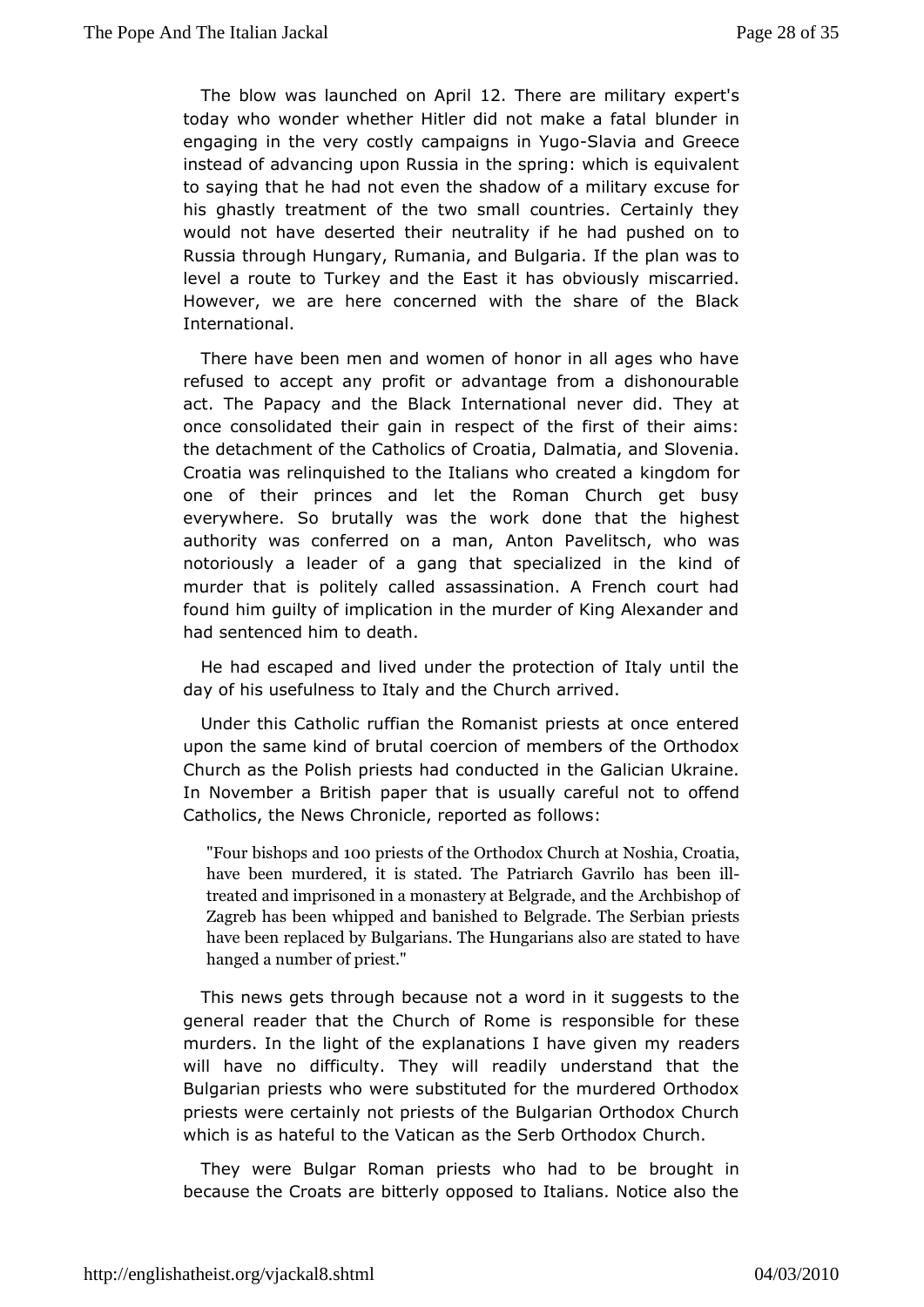The blow was launched on April 12. There are military expert's today who wonder whether Hitler did not make a fatal blunder in engaging in the very costly campaigns in Yugo-Slavia and Greece instead of advancing upon Russia in the spring: which is equivalent to saying that he had not even the shadow of a military excuse for his ghastly treatment of the two small countries. Certainly they would not have deserted their neutrality if he had pushed on to Russia through Hungary, Rumania, and Bulgaria. If the plan was to level a route to Turkey and the East it has obviously miscarried. However, we are here concerned with the share of the Black International.

There have been men and women of honor in all ages who have refused to accept any profit or advantage from a dishonourable act. The Papacy and the Black International never did. They at once consolidated their gain in respect of the first of their aims: the detachment of the Catholics of Croatia, Dalmatia, and Slovenia. Croatia was relinquished to the Italians who created a kingdom for one of their princes and let the Roman Church get busy everywhere. So brutally was the work done that the highest authority was conferred on a man, Anton Pavelitsch, who was notoriously a leader of a gang that specialized in the kind of murder that is politely called assassination. A French court had found him guilty of implication in the murder of King Alexander and had sentenced him to death.

He had escaped and lived under the protection of Italy until the day of his usefulness to Italy and the Church arrived.

Under this Catholic ruffian the Romanist priests at once entered upon the same kind of brutal coercion of members of the Orthodox Church as the Polish priests had conducted in the Galician Ukraine. In November a British paper that is usually careful not to offend Catholics, the News Chronicle, reported as follows:

> "Four bishops and 100 priests of the Orthodox Church at Noshia, Croatia, have been murdered, it is stated. The Patriarch Gavrilo has been ill-treated and imprisoned in a monastery at Belgrade, and the Archbishop of Zagreb has been whipped and banished to Belgrade. The Serbian priests have been replaced by Bulgarians. The Hungarians also are stated to have hanged a number of priest."

This news gets through because not a word in it suggests to the general reader that the Church of Rome is responsible for these murders. In the light of the explanations I have given my readers will have no difficulty. They will readily understand that the Bulgarian priests who were substituted for the murdered Orthodox priests were certainly not priests of the Bulgarian Orthodox Church which is as hateful to the Vatican as the Serb Orthodox Church.

They were Bulgar Roman priests who had to be brought in because the Croats are bitterly opposed to Italians. Notice also the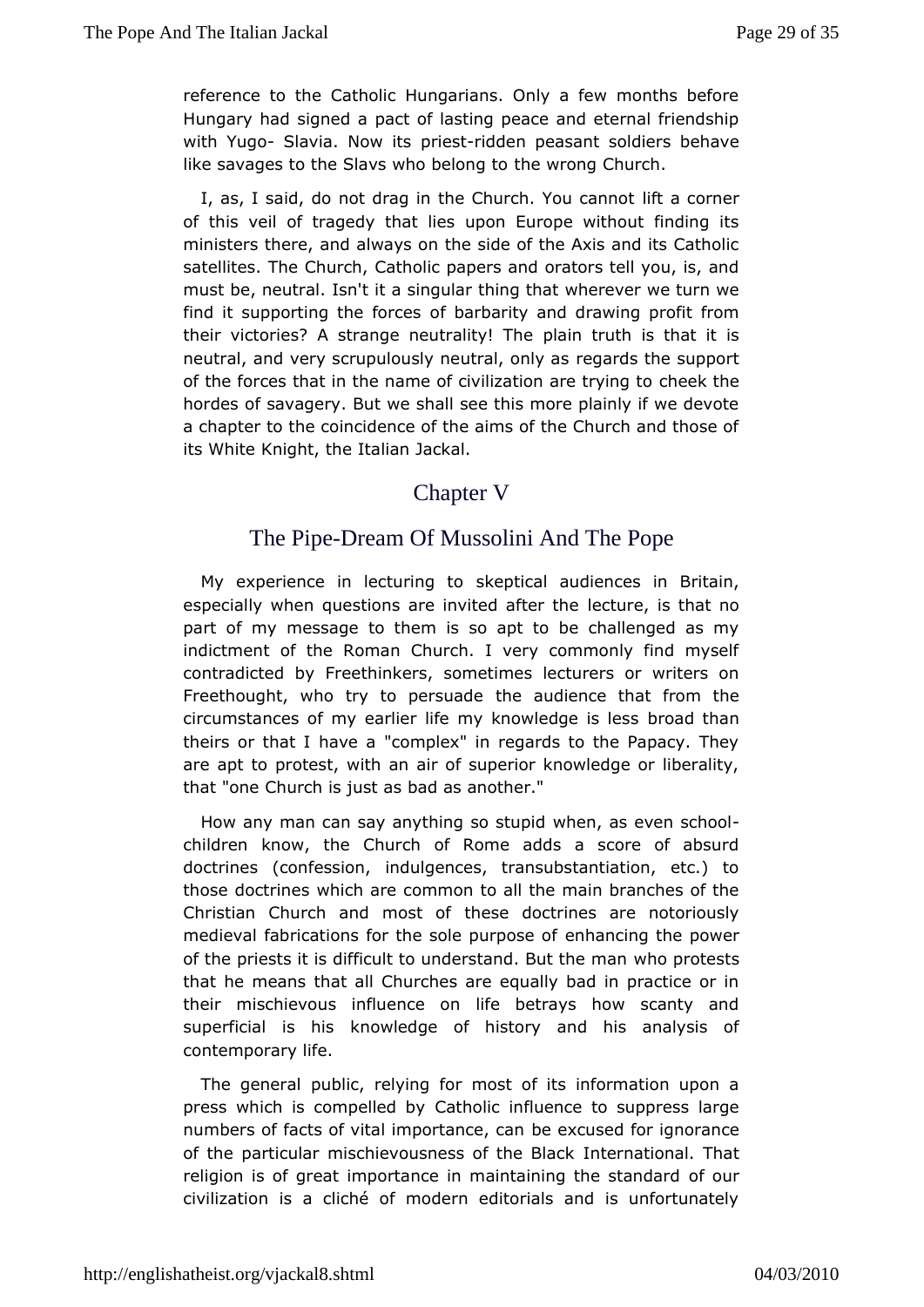reference to the Catholic Hungarians. Only a few months before Hungary had signed a pact of lasting peace and eternal friendship with Yugo- Slavia. Now its priest-ridden peasant soldiers behave like savages to the Slavs who belong to the wrong Church.

I, as, I said, do not drag in the Church. You cannot lift a corner of this veil of tragedy that lies upon Europe without finding its ministers there, and always on the side of the Axis and its Catholic satellites. The Church, Catholic papers and orators tell you, is, and must be, neutral. Isn't it a singular thing that wherever we turn we find it supporting the forces of barbarity and drawing profit from their victories? A strange neutrality! The plain truth is that it is neutral, and very scrupulously neutral, only as regards the support of the forces that in the name of civilization are trying to cheek the hordes of savagery. But we shall see this more plainly if we devote a chapter to the coincidence of the aims of the Church and those of its White Knight, the Italian Jackal.

## Chapter V

## The Pipe-Dream Of Mussolini And The Pope

My experience in lecturing to skeptical audiences in Britain, especially when questions are invited after the lecture, is that no part of my message to them is so apt to be challenged as my indictment of the Roman Church. I very commonly find myself contradicted by Freethinkers, sometimes lecturers or writers on Freethought, who try to persuade the audience that from the circumstances of my earlier life my knowledge is less broad than theirs or that I have a "complex" in regards to the Papacy. They are apt to protest, with an air of superior knowledge or liberality, that "one Church is just as bad as another."

How any man can say anything so stupid when, as even school-children know, the Church of Rome adds a score of absurd doctrines (confession, indulgences, transubstantiation, etc.) to those doctrines which are common to all the main branches of the Christian Church and most of these doctrines are notoriously medieval fabrications for the sole purpose of enhancing the power of the priests it is difficult to understand. But the man who protests that he means that all Churches are equally bad in practice or in their mischievous influence on life betrays how scanty and superficial is his knowledge of history and his analysis of contemporary life.

The general public, relying for most of its information upon a press which is compelled by Catholic influence to suppress large numbers of facts of vital importance, can be excused for ignorance of the particular mischievousness of the Black International. That religion is of great importance in maintaining the standard of our civilization is a cliché of modern editorials and is unfortunately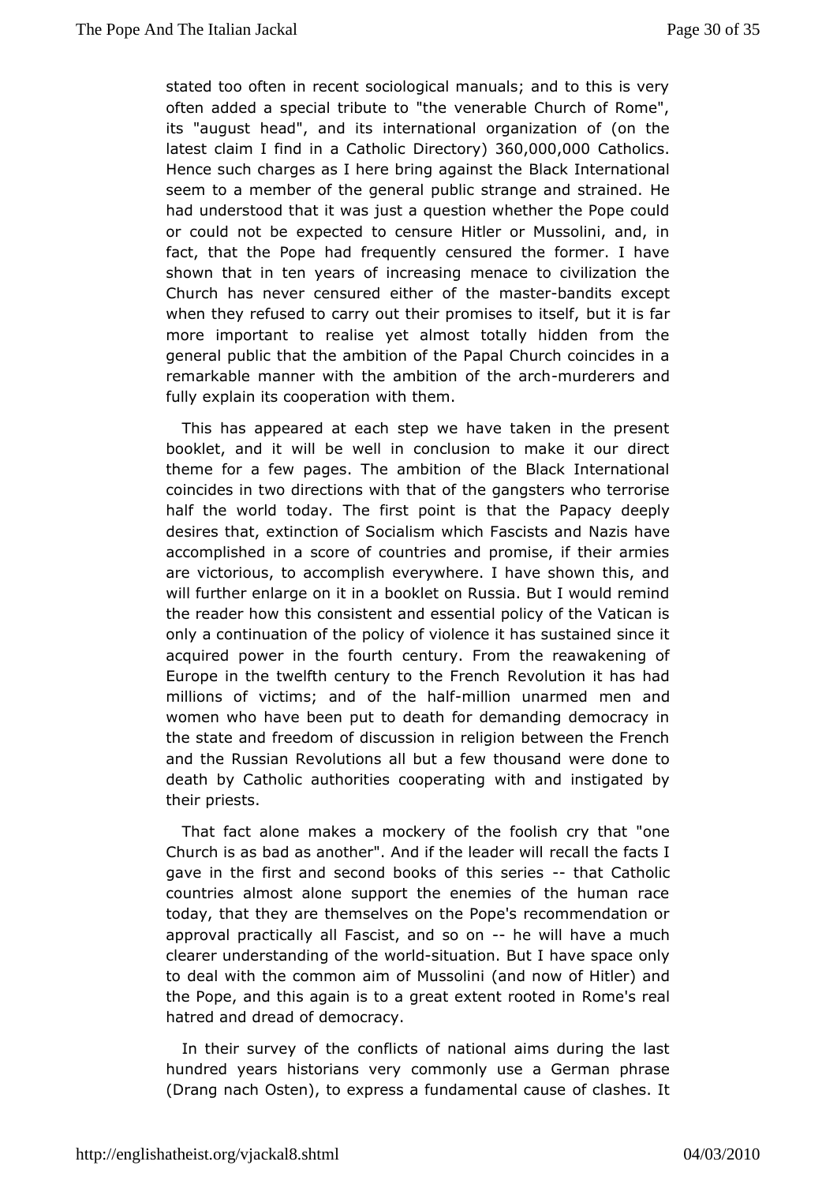stated too often in recent sociological manuals; and to this is very often added a special tribute to "the venerable Church of Rome", its "august head", and its international organization of (on the latest claim I find in a Catholic Directory) 360,000,000 Catholics. Hence such charges as I here bring against the Black International seem to a member of the general public strange and strained. He had understood that it was just a question whether the Pope could or could not be expected to censure Hitler or Mussolini, and, in fact, that the Pope had frequently censured the former. I have shown that in ten years of increasing menace to civilization the Church has never censured either of the master-bandits except when they refused to carry out their promises to itself, but it is far more important to realise yet almost totally hidden from the general public that the ambition of the Papal Church coincides in a remarkable manner with the ambition of the arch-murderers and fully explain its cooperation with them.

This has appeared at each step we have taken in the present booklet, and it will be well in conclusion to make it our direct theme for a few pages. The ambition of the Black International coincides in two directions with that of the gangsters who terrorise half the world today. The first point is that the Papacy deeply desires that, extinction of Socialism which Fascists and Nazis have accomplished in a score of countries and promise, if their armies are victorious, to accomplish everywhere. I have shown this, and will further enlarge on it in a booklet on Russia. But I would remind the reader how this consistent and essential policy of the Vatican is only a continuation of the policy of violence it has sustained since it acquired power in the fourth century. From the reawakening of Europe in the twelfth century to the French Revolution it has had millions of victims; and of the half-million unarmed men and women who have been put to death for demanding democracy in the state and freedom of discussion in religion between the French and the Russian Revolutions all but a few thousand were done to death by Catholic authorities cooperating with and instigated by their priests.

That fact alone makes a mockery of the foolish cry that "one Church is as bad as another". And if the leader will recall the facts I gave in the first and second books of this series -- that Catholic countries almost alone support the enemies of the human race today, that they are themselves on the Pope's recommendation or approval practically all Fascist, and so on -- he will have a much clearer understanding of the world-situation. But I have space only to deal with the common aim of Mussolini (and now of Hitler) and the Pope, and this again is to a great extent rooted in Rome's real hatred and dread of democracy.

In their survey of the conflicts of national aims during the last hundred years historians very commonly use a German phrase (Drang nach Osten), to express a fundamental cause of clashes. It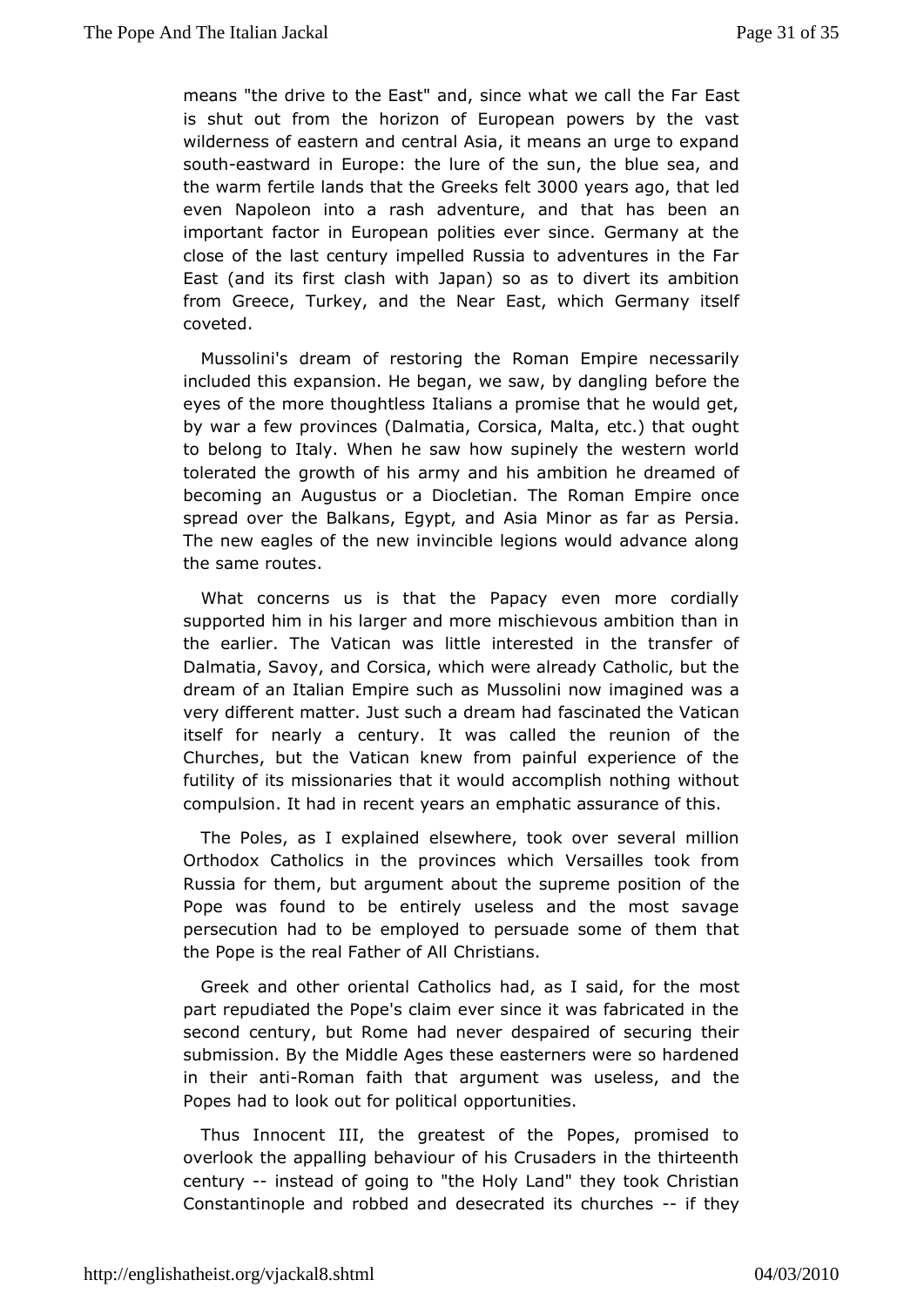means "the drive to the East" and, since what we call the Far East is shut out from the horizon of European powers by the vast wilderness of eastern and central Asia, it means an urge to expand south-eastward in Europe: the lure of the sun, the blue sea, and the warm fertile lands that the Greeks felt 3000 years ago, that led even Napoleon into a rash adventure, and that has been an important factor in European polities ever since. Germany at the close of the last century impelled Russia to adventures in the Far East (and its first clash with Japan) so as to divert its ambition from Greece, Turkey, and the Near East, which Germany itself coveted.

Mussolini's dream of restoring the Roman Empire necessarily included this expansion. He began, we saw, by dangling before the eyes of the more thoughtless Italians a promise that he would get, by war a few provinces (Dalmatia, Corsica, Malta, etc.) that ought to belong to Italy. When he saw how supinely the western world tolerated the growth of his army and his ambition he dreamed of becoming an Augustus or a Diocletian. The Roman Empire once spread over the Balkans, Egypt, and Asia Minor as far as Persia. The new eagles of the new invincible legions would advance along the same routes.

What concerns us is that the Papacy even more cordially supported him in his larger and more mischievous ambition than in the earlier. The Vatican was little interested in the transfer of Dalmatia, Savoy, and Corsica, which were already Catholic, but the dream of an Italian Empire such as Mussolini now imagined was a very different matter. Just such a dream had fascinated the Vatican itself for nearly a century. It was called the reunion of the Churches, but the Vatican knew from painful experience of the futility of its missionaries that it would accomplish nothing without compulsion. It had in recent years an emphatic assurance of this.

The Poles, as I explained elsewhere, took over several million Orthodox Catholics in the provinces which Versailles took from Russia for them, but argument about the supreme position of the Pope was found to be entirely useless and the most savage persecution had to be employed to persuade some of them that the Pope is the real Father of All Christians.

Greek and other oriental Catholics had, as I said, for the most part repudiated the Pope's claim ever since it was fabricated in the second century, but Rome had never despaired of securing their submission. By the Middle Ages these easterners were so hardened in their anti-Roman faith that argument was useless, and the Popes had to look out for political opportunities.

Thus Innocent III, the greatest of the Popes, promised to overlook the appalling behaviour of his Crusaders in the thirteenth century -- instead of going to "the Holy Land" they took Christian Constantinople and robbed and desecrated its churches -- if they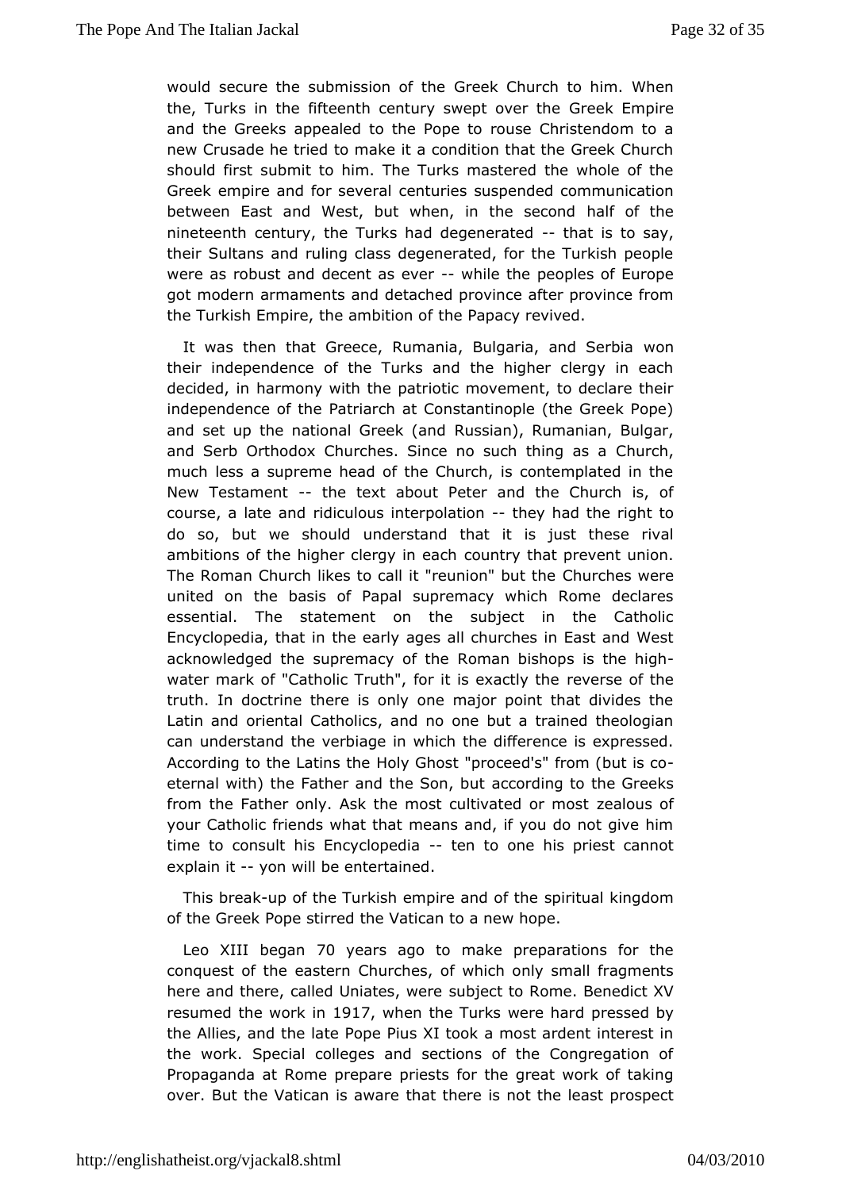would secure the submission of the Greek Church to him. When the, Turks in the fifteenth century swept over the Greek Empire and the Greeks appealed to the Pope to rouse Christendom to a new Crusade he tried to make it a condition that the Greek Church should first submit to him. The Turks mastered the whole of the Greek empire and for several centuries suspended communication between East and West, but when, in the second half of the nineteenth century, the Turks had degenerated -- that is to say, their Sultans and ruling class degenerated, for the Turkish people were as robust and decent as ever -- while the peoples of Europe got modern armaments and detached province after province from the Turkish Empire, the ambition of the Papacy revived.

It was then that Greece, Rumania, Bulgaria, and Serbia won their independence of the Turks and the higher clergy in each decided, in harmony with the patriotic movement, to declare their independence of the Patriarch at Constantinople (the Greek Pope) and set up the national Greek (and Russian), Rumanian, Bulgar, and Serb Orthodox Churches. Since no such thing as a Church, much less a supreme head of the Church, is contemplated in the New Testament -- the text about Peter and the Church is, of course, a late and ridiculous interpolation -- they had the right to do so, but we should understand that it is just these rival ambitions of the higher clergy in each country that prevent union. The Roman Church likes to call it "reunion" but the Churches were united on the basis of Papal supremacy which Rome declares essential. The statement on the subject in the Catholic Encyclopedia, that in the early ages all churches in East and West acknowledged the supremacy of the Roman bishops is the high-water mark of "Catholic Truth", for it is exactly the reverse of the truth. In doctrine there is only one major point that divides the Latin and oriental Catholics, and no one but a trained theologian can understand the verbiage in which the difference is expressed. According to the Latins the Holy Ghost "proceed's" from (but is co-eternal with) the Father and the Son, but according to the Greeks from the Father only. Ask the most cultivated or most zealous of your Catholic friends what that means and, if you do not give him time to consult his Encyclopedia -- ten to one his priest cannot explain it -- yon will be entertained.

This break-up of the Turkish empire and of the spiritual kingdom of the Greek Pope stirred the Vatican to a new hope.

Leo XIII began 70 years ago to make preparations for the conquest of the eastern Churches, of which only small fragments here and there, called Uniates, were subject to Rome. Benedict XV resumed the work in 1917, when the Turks were hard pressed by the Allies, and the late Pope Pius XI took a most ardent interest in the work. Special colleges and sections of the Congregation of Propaganda at Rome prepare priests for the great work of taking over. But the Vatican is aware that there is not the least prospect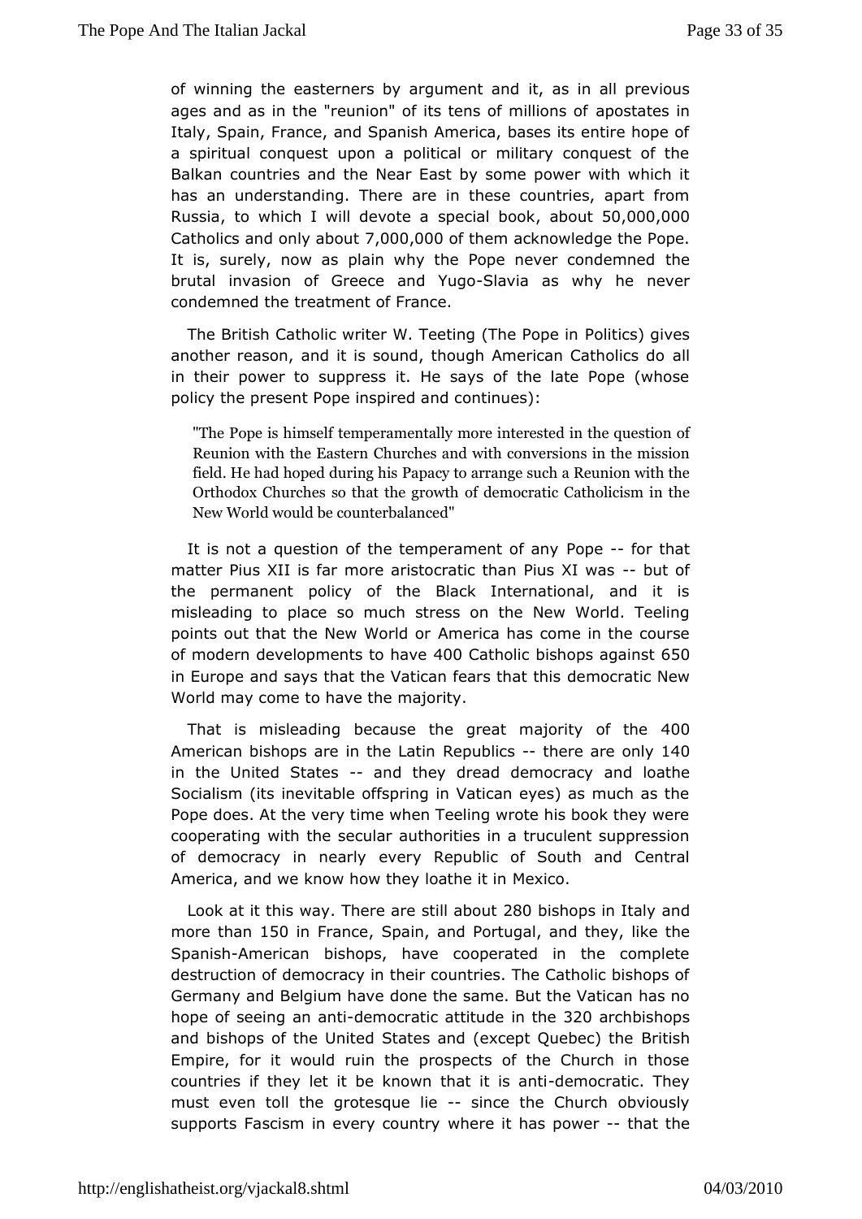of winning the easterners by argument and it, as in all previous ages and as in the "reunion" of its tens of millions of apostates in Italy, Spain, France, and Spanish America, bases its entire hope of a spiritual conquest upon a political or military conquest of the Balkan countries and the Near East by some power with which it has an understanding. There are in these countries, apart from Russia, to which I will devote a special book, about 50,000,000 Catholics and only about 7,000,000 of them acknowledge the Pope. It is, surely, now as plain why the Pope never condemned the brutal invasion of Greece and Yugo-Slavia as why he never condemned the treatment of France.

The British Catholic writer W. Teeting (The Pope in Politics) gives another reason, and it is sound, though American Catholics do all in their power to suppress it. He says of the late Pope (whose policy the present Pope inspired and continues):

> "The Pope is himself temperamentally more interested in the question of Reunion with the Eastern Churches and with conversions in the mission field. He had hoped during his Papacy to arrange such a Reunion with the Orthodox Churches so that the growth of democratic Catholicism in the New World would be counterbalanced"

It is not a question of the temperament of any Pope -- for that matter Pius XII is far more aristocratic than Pius XI was -- but of the permanent policy of the Black International, and it is misleading to place so much stress on the New World. Teeling points out that the New World or America has come in the course of modern developments to have 400 Catholic bishops against 650 in Europe and says that the Vatican fears that this democratic New World may come to have the majority.

That is misleading because the great majority of the 400 American bishops are in the Latin Republics -- there are only 140 in the United States -- and they dread democracy and loathe Socialism (its inevitable offspring in Vatican eyes) as much as the Pope does. At the very time when Teeling wrote his book they were cooperating with the secular authorities in a truculent suppression of democracy in nearly every Republic of South and Central America, and we know how they loathe it in Mexico.

Look at it this way. There are still about 280 bishops in Italy and more than 150 in France, Spain, and Portugal, and they, like the Spanish-American bishops, have cooperated in the complete destruction of democracy in their countries. The Catholic bishops of Germany and Belgium have done the same. But the Vatican has no hope of seeing an anti-democratic attitude in the 320 archbishops and bishops of the United States and (except Quebec) the British Empire, for it would ruin the prospects of the Church in those countries if they let it be known that it is anti-democratic. They must even toll the grotesque lie -- since the Church obviously supports Fascism in every country where it has power -- that the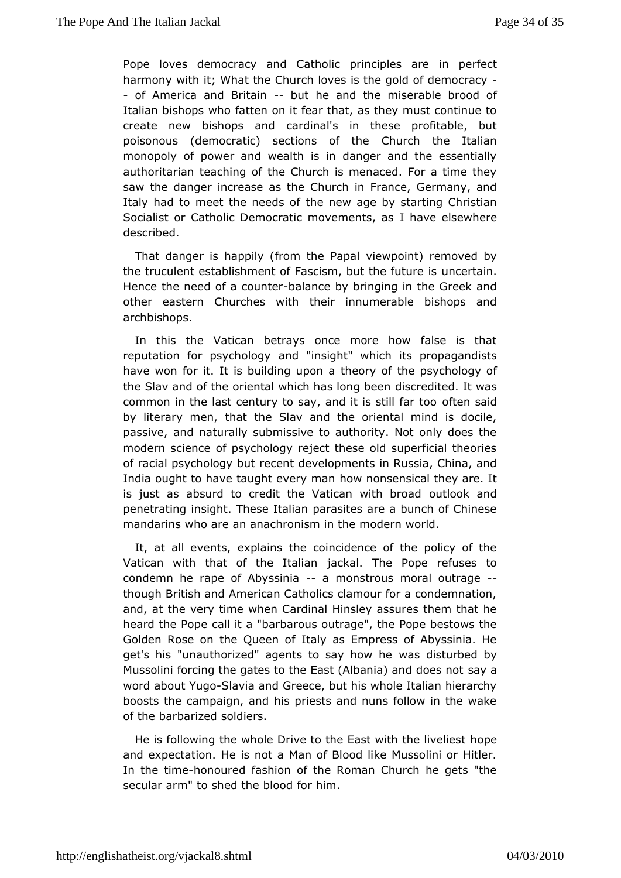Pope loves democracy and Catholic principles are in perfect harmony with it; What the Church loves is the gold of democracy -- of America and Britain -- but he and the miserable brood of Italian bishops who fatten on it fear that, as they must continue to create new bishops and cardinal's in these profitable, but poisonous (democratic) sections of the Church the Italian monopoly of power and wealth is in danger and the essentially authoritarian teaching of the Church is menaced. For a time they saw the danger increase as the Church in France, Germany, and Italy had to meet the needs of the new age by starting Christian Socialist or Catholic Democratic movements, as I have elsewhere described.

That danger is happily (from the Papal viewpoint) removed by the truculent establishment of Fascism, but the future is uncertain. Hence the need of a counter-balance by bringing in the Greek and other eastern Churches with their innumerable bishops and archbishops.

In this the Vatican betrays once more how false is that reputation for psychology and "insight" which its propagandists have won for it. It is building upon a theory of the psychology of the Slav and of the oriental which has long been discredited. It was common in the last century to say, and it is still far too often said by literary men, that the Slav and the oriental mind is docile, passive, and naturally submissive to authority. Not only does the modern science of psychology reject these old superficial theories of racial psychology but recent developments in Russia, China, and India ought to have taught every man how nonsensical they are. It is just as absurd to credit the Vatican with broad outlook and penetrating insight. These Italian parasites are a bunch of Chinese mandarins who are an anachronism in the modern world.

It, at all events, explains the coincidence of the policy of the Vatican with that of the Italian jackal. The Pope refuses to condemn he rape of Abyssinia -- a monstrous moral outrage -- though British and American Catholics clamour for a condemnation, and, at the very time when Cardinal Hinsley assures them that he heard the Pope call it a "barbarous outrage", the Pope bestows the Golden Rose on the Queen of Italy as Empress of Abyssinia. He get's his "unauthorized" agents to say how he was disturbed by Mussolini forcing the gates to the East (Albania) and does not say a word about Yugo-Slavia and Greece, but his whole Italian hierarchy boosts the campaign, and his priests and nuns follow in the wake of the barbarized soldiers.

He is following the whole Drive to the East with the liveliest hope and expectation. He is not a Man of Blood like Mussolini or Hitler. In the time-honoured fashion of the Roman Church he gets "the secular arm" to shed the blood for him.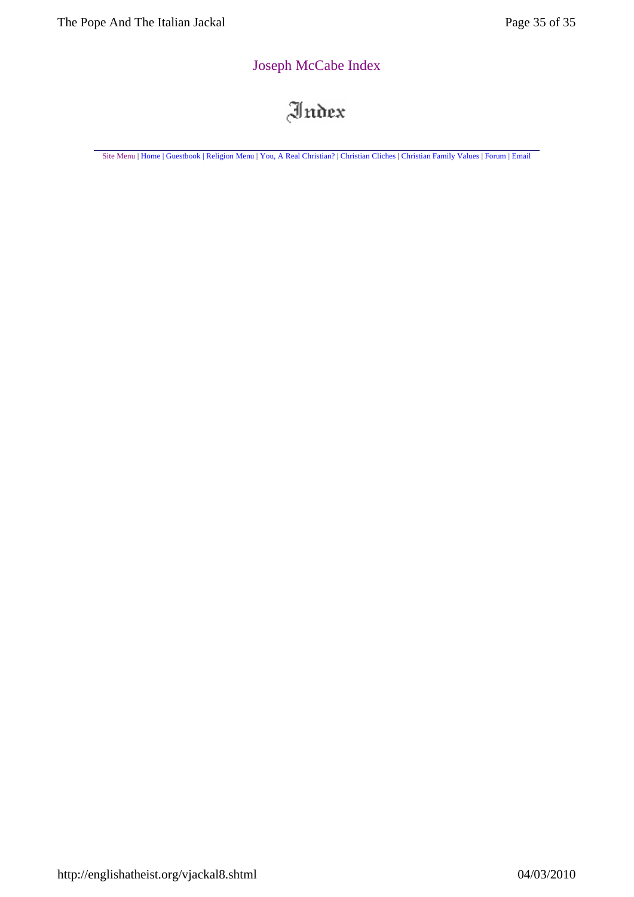Joseph McCabe Index

Index

---

Site Menu | Home | Guestbook | Religion Menu | You, A Real Christian? | Christian Cliches | Christian Family Values | Forum | Email